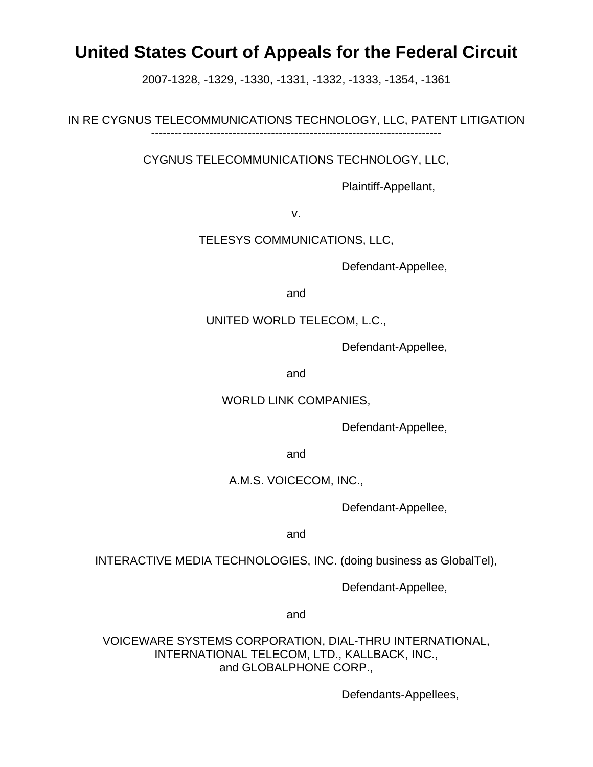# United States Court of Appeals for the Federal Circuit

2007-1328, -1329, -1330, -1331, -1332, -1333, -1354, -1361

IN RE CYGNUS TELECOMMUNICATIONS TECHNOLOGY, LLC, PATENT LITIGATION

---

CYGNUS TELECOMMUNICATIONS TECHNOLOGY, LLC,

Plaintiff-Appellant,

v.

TELESYS COMMUNICATIONS, LLC,

Defendant-Appellee,

and

UNITED WORLD TELECOM, L.C.,

Defendant-Appellee,

and

WORLD LINK COMPANIES,

Defendant-Appellee,

and

A.M.S. VOICECOM, INC.,

Defendant-Appellee,

and

INTERACTIVE MEDIA TECHNOLOGIES, INC. (doing business as GlobalTel),

Defendant-Appellee,

and

VOICEWARE SYSTEMS CORPORATION, DIAL-THRU INTERNATIONAL,
INTERNATIONAL TELECOM, LTD., KALLBACK, INC.,
and GLOBALPHONE CORP.,

Defendants-Appellees,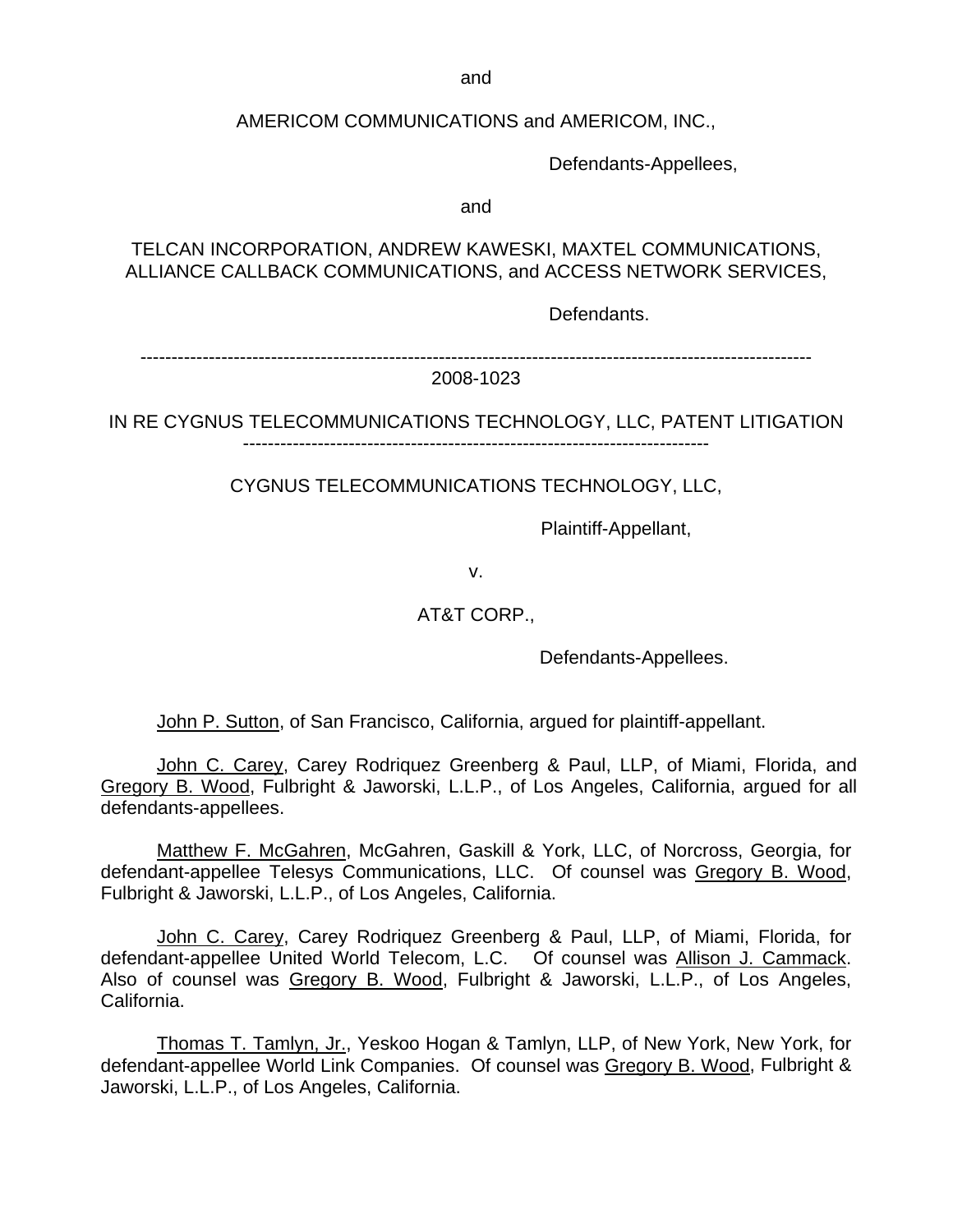and

AMERICOM COMMUNICATIONS and AMERICOM, INC.,

Defendants-Appellees,

and

TELCAN INCORPORATION, ANDREW KAWESKI, MAXTEL COMMUNICATIONS, ALLIANCE CALLBACK COMMUNICATIONS, and ACCESS NETWORK SERVICES,

Defendants.

---

2008-1023

IN RE CYGNUS TELECOMMUNICATIONS TECHNOLOGY, LLC, PATENT LITIGATION

---

CYGNUS TELECOMMUNICATIONS TECHNOLOGY, LLC,

Plaintiff-Appellant,

v.

AT&T CORP.,

Defendants-Appellees.

John P. Sutton, of San Francisco, California, argued for plaintiff-appellant.

John C. Carey, Carey Rodriquez Greenberg & Paul, LLP, of Miami, Florida, and Gregory B. Wood, Fulbright & Jaworski, L.L.P., of Los Angeles, California, argued for all defendants-appellees.

Matthew F. McGahren, McGahren, Gaskill & York, LLC, of Norcross, Georgia, for defendant-appellee Telesys Communications, LLC. Of counsel was Gregory B. Wood, Fulbright & Jaworski, L.L.P., of Los Angeles, California.

John C. Carey, Carey Rodriquez Greenberg & Paul, LLP, of Miami, Florida, for defendant-appellee United World Telecom, L.C. Of counsel was Allison J. Cammack. Also of counsel was Gregory B. Wood, Fulbright & Jaworski, L.L.P., of Los Angeles, California.

Thomas T. Tamlyn, Jr., Yeskoo Hogan & Tamlyn, LLP, of New York, New York, for defendant-appellee World Link Companies. Of counsel was Gregory B. Wood, Fulbright & Jaworski, L.L.P., of Los Angeles, California.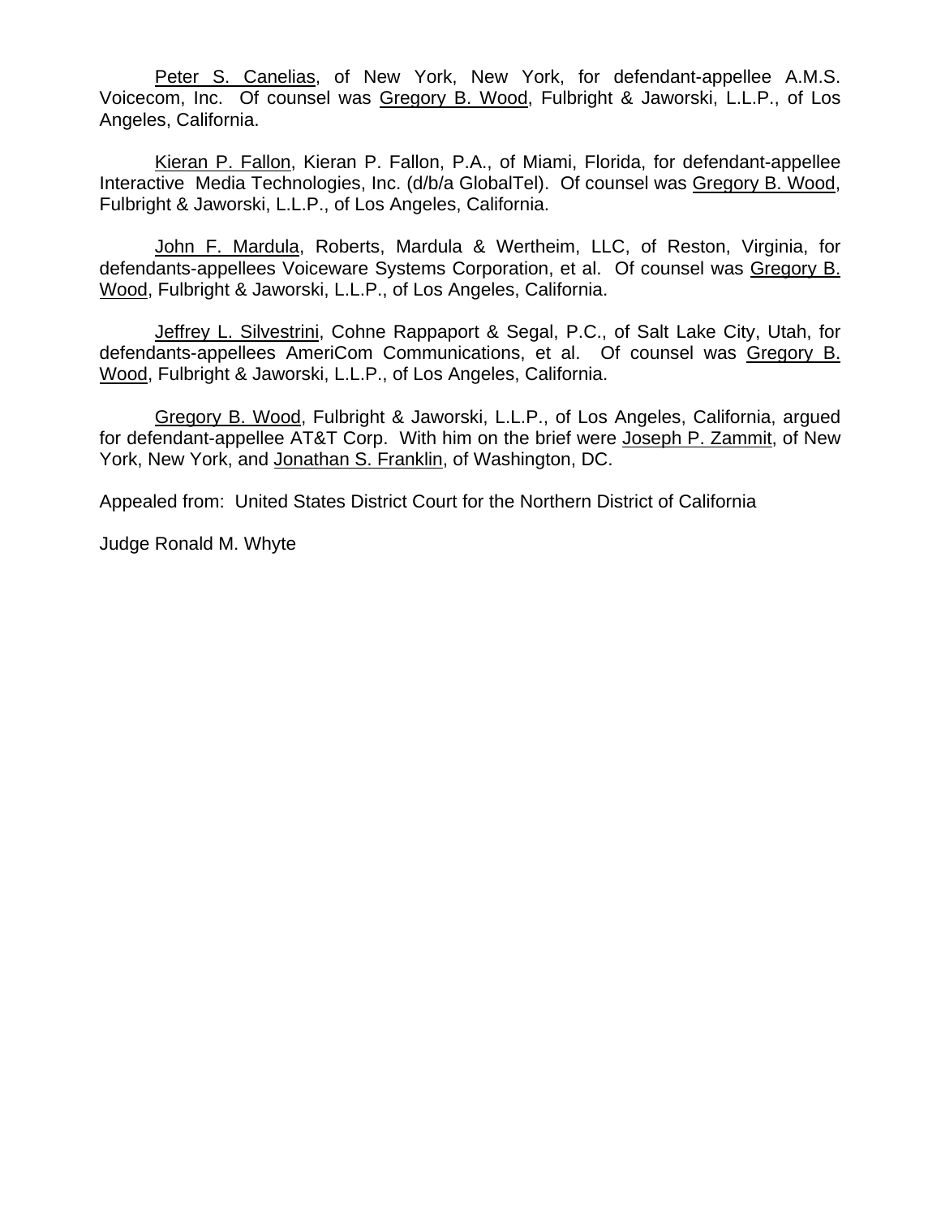Peter S. Canelias, of New York, New York, for defendant-appellee A.M.S. Voicecom, Inc. Of counsel was Gregory B. Wood, Fulbright & Jaworski, L.L.P., of Los Angeles, California.

Kieran P. Fallon, Kieran P. Fallon, P.A., of Miami, Florida, for defendant-appellee Interactive Media Technologies, Inc. (d/b/a GlobalTel). Of counsel was Gregory B. Wood, Fulbright & Jaworski, L.L.P., of Los Angeles, California.

John F. Mardula, Roberts, Mardula & Wertheim, LLC, of Reston, Virginia, for defendants-appellees Voiceware Systems Corporation, et al. Of counsel was Gregory B. Wood, Fulbright & Jaworski, L.L.P., of Los Angeles, California.

Jeffrey L. Silvestrini, Cohne Rappaport & Segal, P.C., of Salt Lake City, Utah, for defendants-appellees AmeriCom Communications, et al. Of counsel was Gregory B. Wood, Fulbright & Jaworski, L.L.P., of Los Angeles, California.

Gregory B. Wood, Fulbright & Jaworski, L.L.P., of Los Angeles, California, argued for defendant-appellee AT&T Corp. With him on the brief were Joseph P. Zammit, of New York, New York, and Jonathan S. Franklin, of Washington, DC.

Appealed from: United States District Court for the Northern District of California

Judge Ronald M. Whyte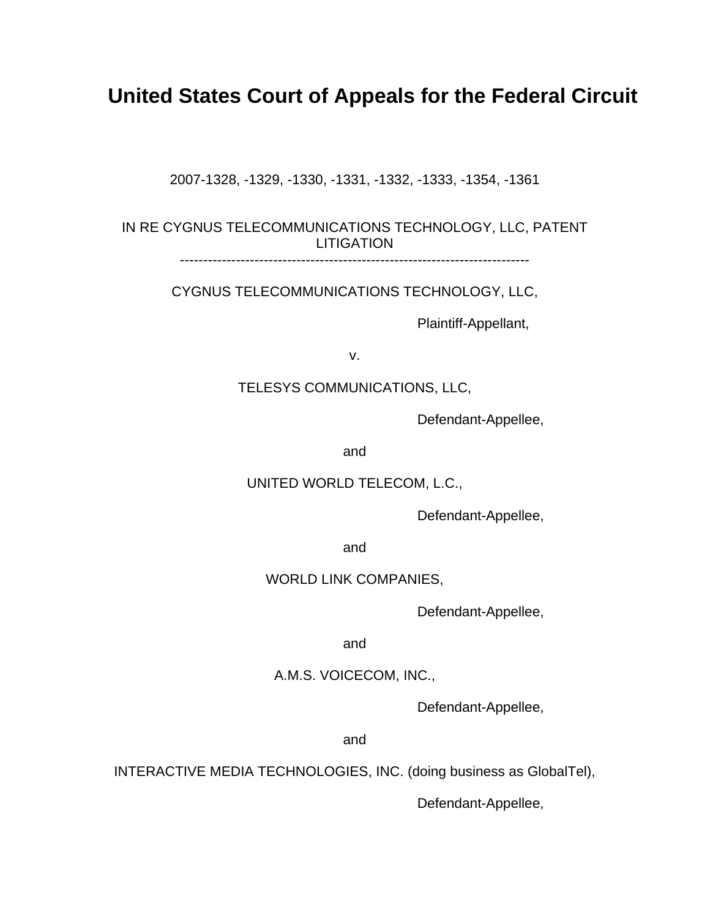# United States Court of Appeals for the Federal Circuit

2007-1328, -1329, -1330, -1331, -1332, -1333, -1354, -1361

IN RE CYGNUS TELECOMMUNICATIONS TECHNOLOGY, LLC, PATENT LITIGATION

---

CYGNUS TELECOMMUNICATIONS TECHNOLOGY, LLC,

Plaintiff-Appellant,

v.

TELESYS COMMUNICATIONS, LLC,

Defendant-Appellee,

and

UNITED WORLD TELECOM, L.C.,

Defendant-Appellee,

and

WORLD LINK COMPANIES,

Defendant-Appellee,

and

A.M.S. VOICECOM, INC.,

Defendant-Appellee,

and

INTERACTIVE MEDIA TECHNOLOGIES, INC. (doing business as GlobalTel),

Defendant-Appellee,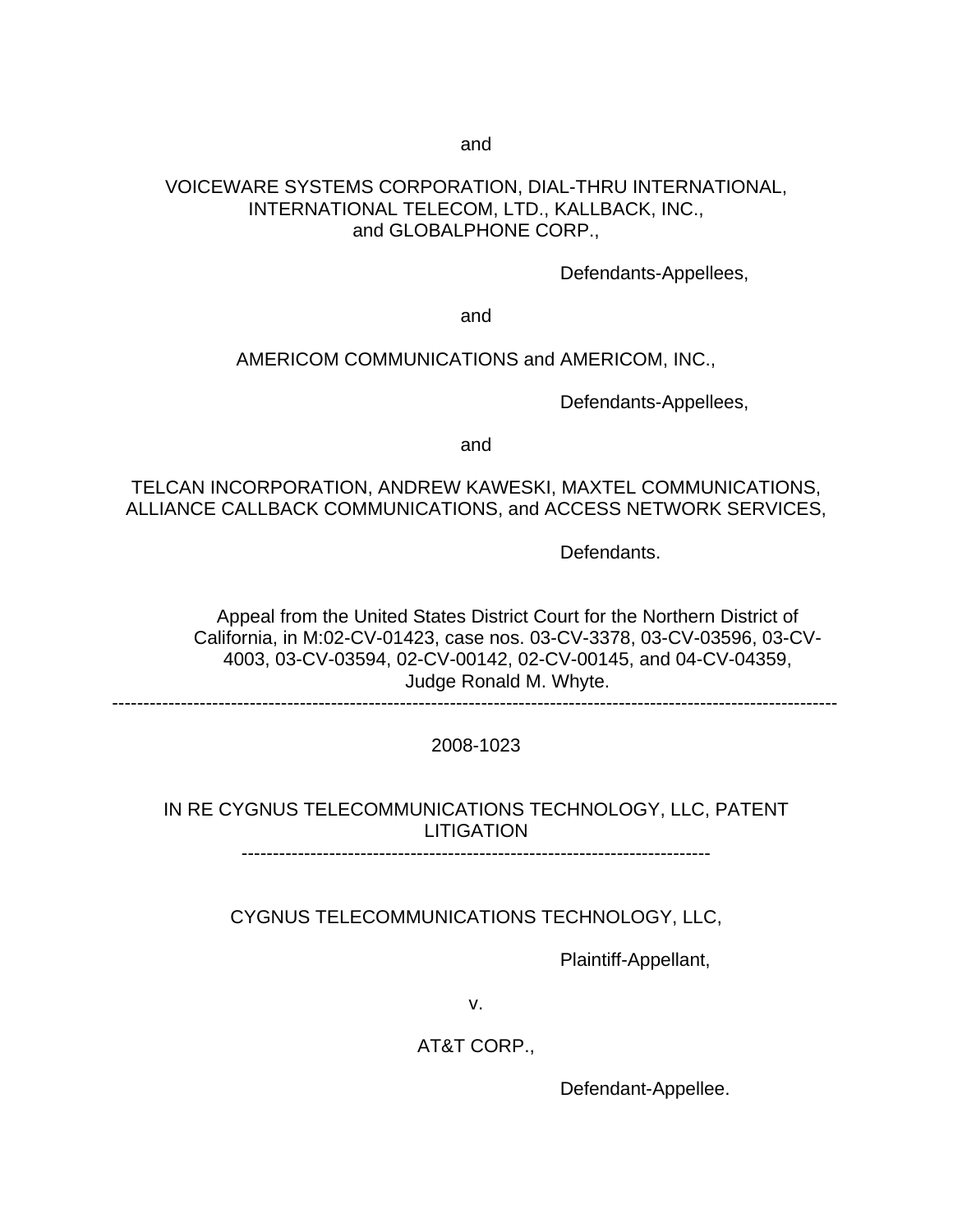and

VOICEWARE SYSTEMS CORPORATION, DIAL-THRU INTERNATIONAL,
INTERNATIONAL TELECOM, LTD., KALLBACK, INC.,
and GLOBALPHONE CORP.,

Defendants-Appellees,

and

AMERICOM COMMUNICATIONS and AMERICOM, INC.,

Defendants-Appellees,

and

TELCAN INCORPORATION, ANDREW KAWESKI, MAXTEL COMMUNICATIONS,
ALLIANCE CALLBACK COMMUNICATIONS, and ACCESS NETWORK SERVICES,

Defendants.

Appeal from the United States District Court for the Northern District of California, in M:02-CV-01423, case nos. 03-CV-3378, 03-CV-03596, 03-CV-4003, 03-CV-03594, 02-CV-00142, 02-CV-00145, and 04-CV-04359, Judge Ronald M. Whyte.

---

2008-1023

IN RE CYGNUS TELECOMMUNICATIONS TECHNOLOGY, LLC, PATENT LITIGATION

---

CYGNUS TELECOMMUNICATIONS TECHNOLOGY, LLC,

Plaintiff-Appellant,

v.

AT&T CORP.,

Defendant-Appellee.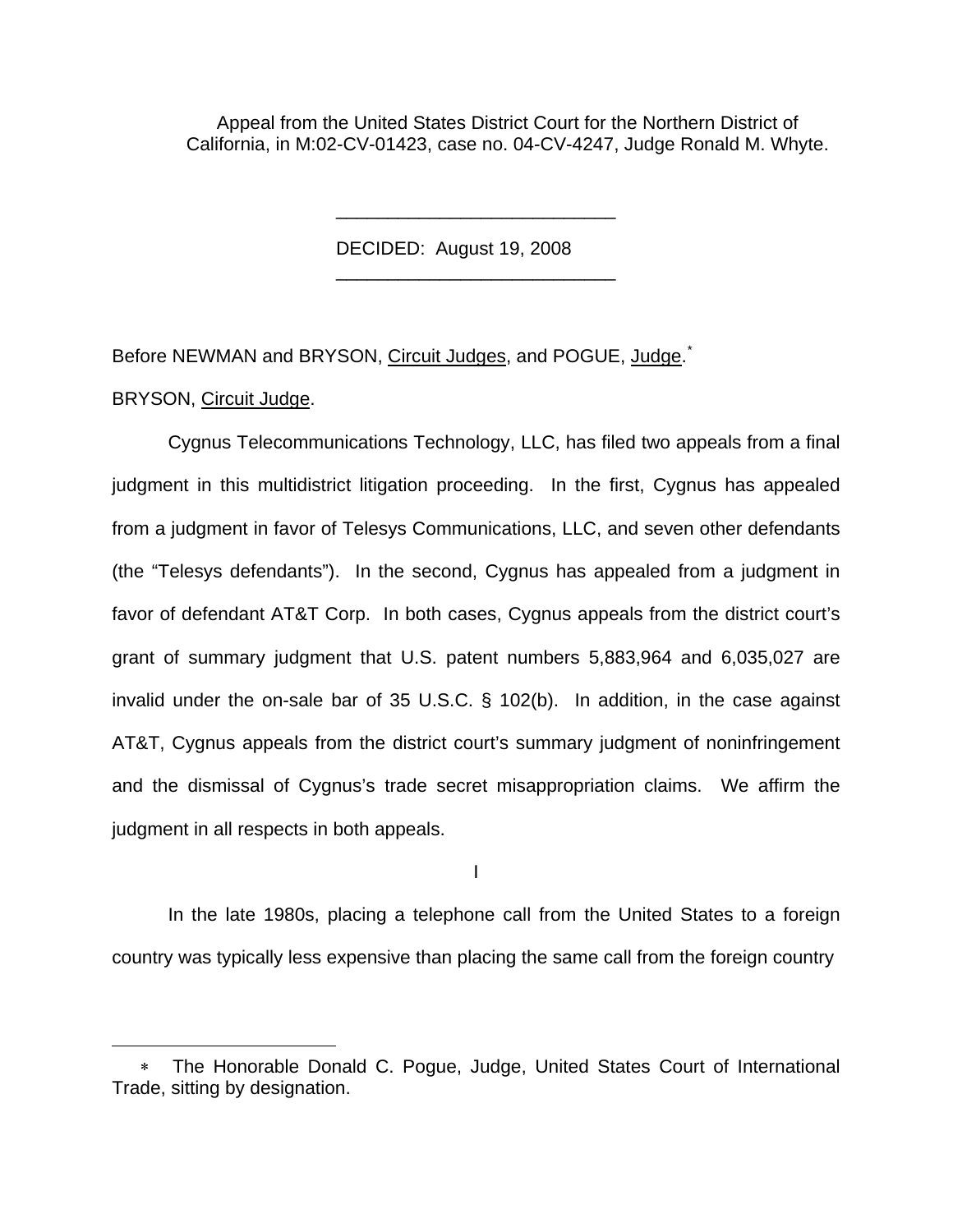Appeal from the United States District Court for the Northern District of California, in M:02-CV-01423, case no. 04-CV-4247, Judge Ronald M. Whyte.

---

DECIDED: August 19, 2008

---

Before NEWMAN and BRYSON, Circuit Judges, and POGUE, Judge.[*]

BRYSON, Circuit Judge.

Cygnus Telecommunications Technology, LLC, has filed two appeals from a final judgment in this multidistrict litigation proceeding. In the first, Cygnus has appealed from a judgment in favor of Telesys Communications, LLC, and seven other defendants (the "Telesys defendants"). In the second, Cygnus has appealed from a judgment in favor of defendant AT&T Corp. In both cases, Cygnus appeals from the district court's grant of summary judgment that U.S. patent numbers 5,883,964 and 6,035,027 are invalid under the on-sale bar of 35 U.S.C. § 102(b). In addition, in the case against AT&T, Cygnus appeals from the district court's summary judgment of noninfringement and the dismissal of Cygnus's trade secret misappropriation claims. We affirm the judgment in all respects in both appeals.

I

In the late 1980s, placing a telephone call from the United States to a foreign country was typically less expensive than placing the same call from the foreign country

---

[*] The Honorable Donald C. Pogue, Judge, United States Court of International Trade, sitting by designation.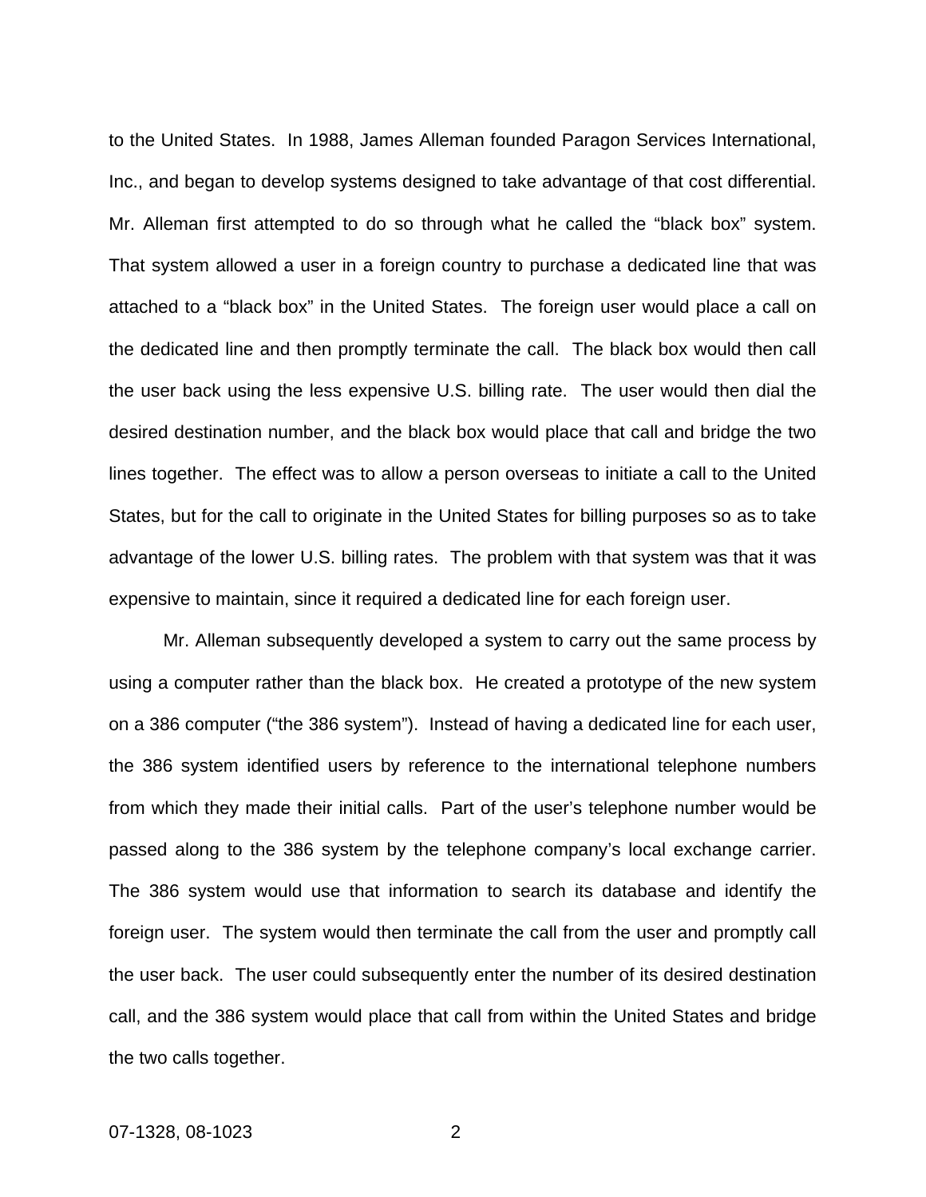to the United States. In 1988, James Alleman founded Paragon Services International, Inc., and began to develop systems designed to take advantage of that cost differential. Mr. Alleman first attempted to do so through what he called the "black box" system. That system allowed a user in a foreign country to purchase a dedicated line that was attached to a "black box" in the United States. The foreign user would place a call on the dedicated line and then promptly terminate the call. The black box would then call the user back using the less expensive U.S. billing rate. The user would then dial the desired destination number, and the black box would place that call and bridge the two lines together. The effect was to allow a person overseas to initiate a call to the United States, but for the call to originate in the United States for billing purposes so as to take advantage of the lower U.S. billing rates. The problem with that system was that it was expensive to maintain, since it required a dedicated line for each foreign user.

Mr. Alleman subsequently developed a system to carry out the same process by using a computer rather than the black box. He created a prototype of the new system on a 386 computer ("the 386 system"). Instead of having a dedicated line for each user, the 386 system identified users by reference to the international telephone numbers from which they made their initial calls. Part of the user's telephone number would be passed along to the 386 system by the telephone company's local exchange carrier. The 386 system would use that information to search its database and identify the foreign user. The system would then terminate the call from the user and promptly call the user back. The user could subsequently enter the number of its desired destination call, and the 386 system would place that call from within the United States and bridge the two calls together.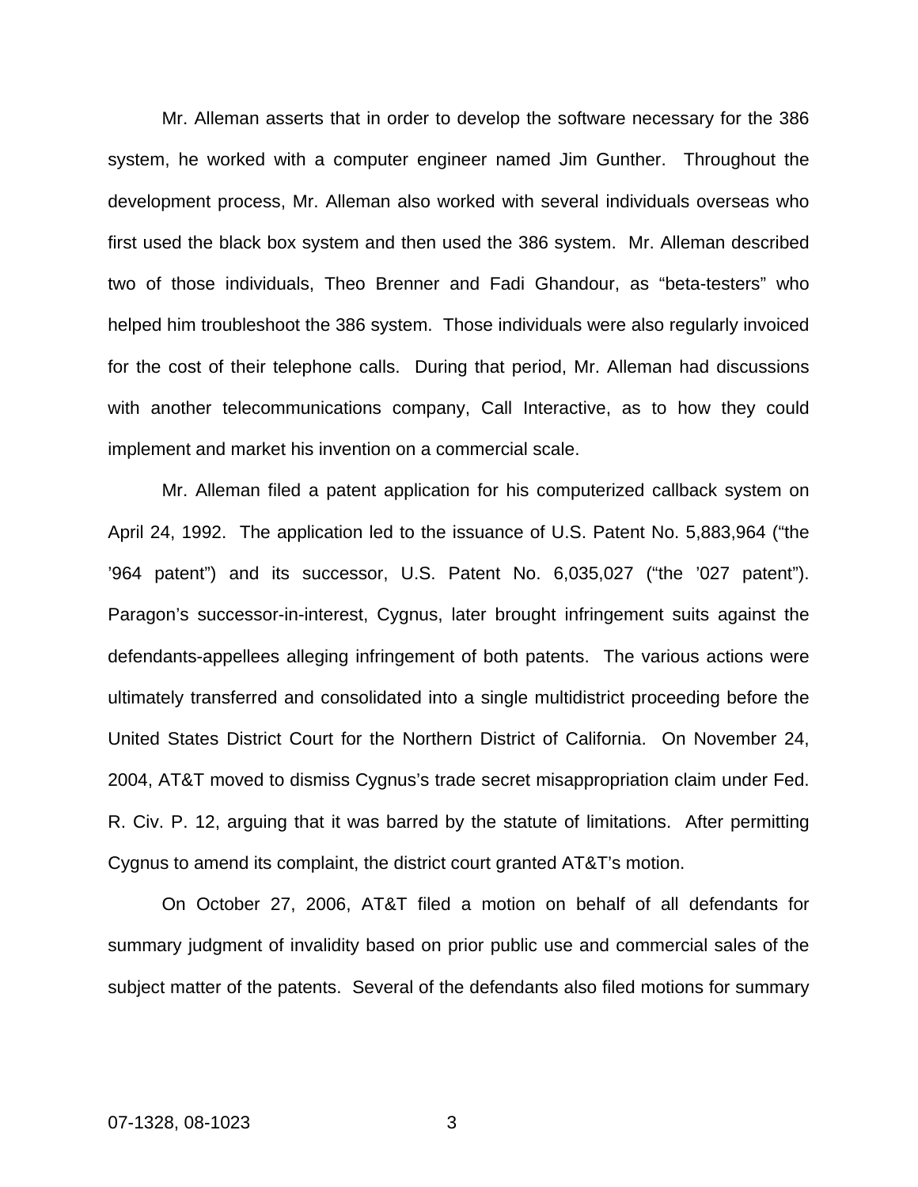Mr. Alleman asserts that in order to develop the software necessary for the 386 system, he worked with a computer engineer named Jim Gunther. Throughout the development process, Mr. Alleman also worked with several individuals overseas who first used the black box system and then used the 386 system. Mr. Alleman described two of those individuals, Theo Brenner and Fadi Ghandour, as "beta-testers" who helped him troubleshoot the 386 system. Those individuals were also regularly invoiced for the cost of their telephone calls. During that period, Mr. Alleman had discussions with another telecommunications company, Call Interactive, as to how they could implement and market his invention on a commercial scale.

Mr. Alleman filed a patent application for his computerized callback system on April 24, 1992. The application led to the issuance of U.S. Patent No. 5,883,964 ("the '964 patent") and its successor, U.S. Patent No. 6,035,027 ("the '027 patent"). Paragon's successor-in-interest, Cygnus, later brought infringement suits against the defendants-appellees alleging infringement of both patents. The various actions were ultimately transferred and consolidated into a single multidistrict proceeding before the United States District Court for the Northern District of California. On November 24, 2004, AT&T moved to dismiss Cygnus's trade secret misappropriation claim under Fed. R. Civ. P. 12, arguing that it was barred by the statute of limitations. After permitting Cygnus to amend its complaint, the district court granted AT&T's motion.

On October 27, 2006, AT&T filed a motion on behalf of all defendants for summary judgment of invalidity based on prior public use and commercial sales of the subject matter of the patents. Several of the defendants also filed motions for summary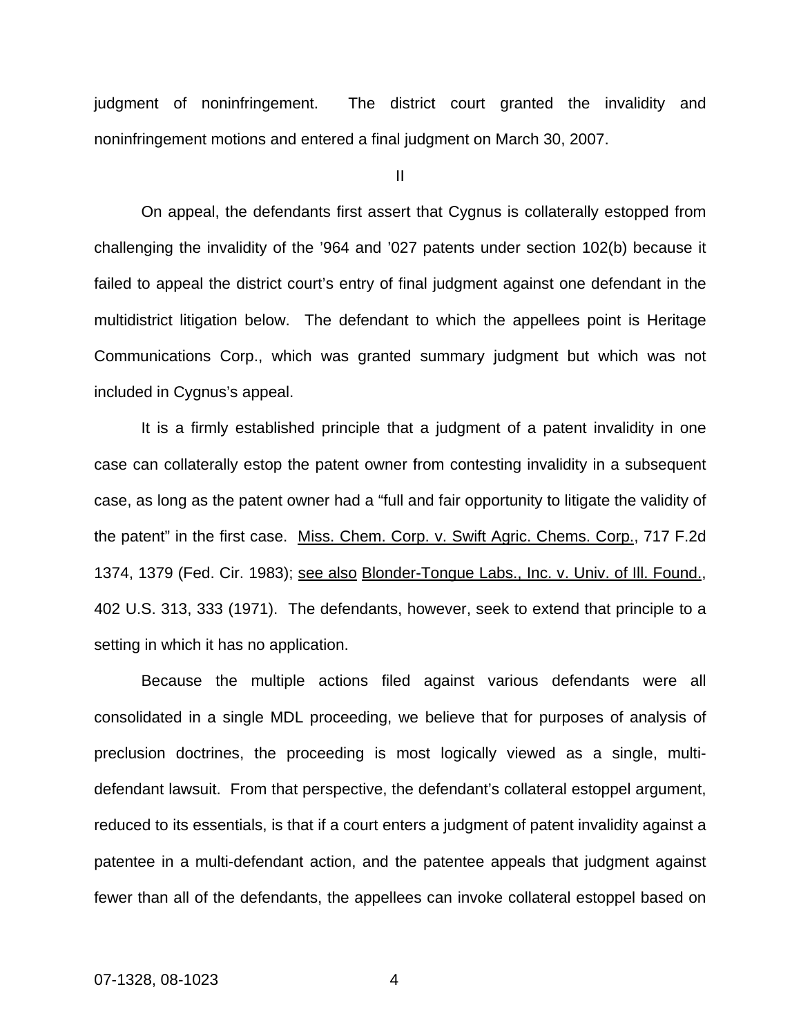judgment of noninfringement. The district court granted the invalidity and noninfringement motions and entered a final judgment on March 30, 2007.

II

On appeal, the defendants first assert that Cygnus is collaterally estopped from challenging the invalidity of the '964 and '027 patents under section 102(b) because it failed to appeal the district court's entry of final judgment against one defendant in the multidistrict litigation below. The defendant to which the appellees point is Heritage Communications Corp., which was granted summary judgment but which was not included in Cygnus's appeal.

It is a firmly established principle that a judgment of a patent invalidity in one case can collaterally estop the patent owner from contesting invalidity in a subsequent case, as long as the patent owner had a "full and fair opportunity to litigate the validity of the patent" in the first case. Miss. Chem. Corp. v. Swift Agric. Chems. Corp., 717 F.2d 1374, 1379 (Fed. Cir. 1983); see also Blonder-Tongue Labs., Inc. v. Univ. of Ill. Found., 402 U.S. 313, 333 (1971). The defendants, however, seek to extend that principle to a setting in which it has no application.

Because the multiple actions filed against various defendants were all consolidated in a single MDL proceeding, we believe that for purposes of analysis of preclusion doctrines, the proceeding is most logically viewed as a single, multi-defendant lawsuit. From that perspective, the defendant's collateral estoppel argument, reduced to its essentials, is that if a court enters a judgment of patent invalidity against a patentee in a multi-defendant action, and the patentee appeals that judgment against fewer than all of the defendants, the appellees can invoke collateral estoppel based on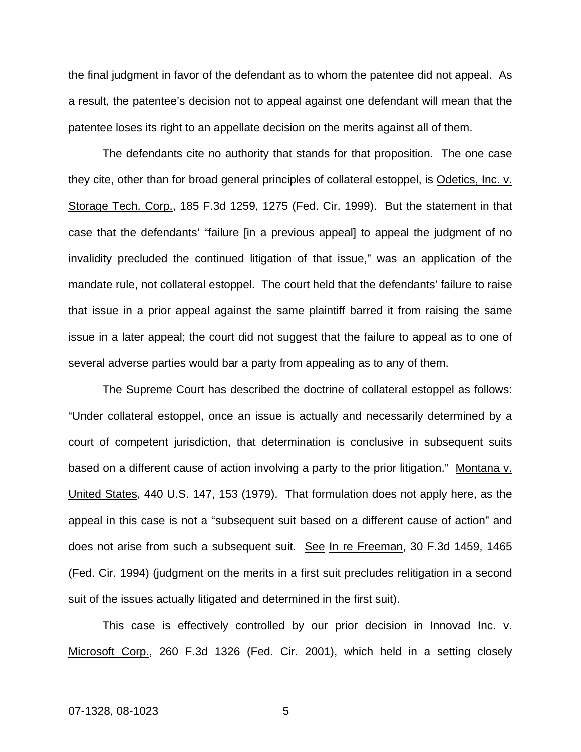the final judgment in favor of the defendant as to whom the patentee did not appeal. As a result, the patentee's decision not to appeal against one defendant will mean that the patentee loses its right to an appellate decision on the merits against all of them.

The defendants cite no authority that stands for that proposition. The one case they cite, other than for broad general principles of collateral estoppel, is Odetics, Inc. v. Storage Tech. Corp., 185 F.3d 1259, 1275 (Fed. Cir. 1999). But the statement in that case that the defendants' "failure [in a previous appeal] to appeal the judgment of no invalidity precluded the continued litigation of that issue," was an application of the mandate rule, not collateral estoppel. The court held that the defendants' failure to raise that issue in a prior appeal against the same plaintiff barred it from raising the same issue in a later appeal; the court did not suggest that the failure to appeal as to one of several adverse parties would bar a party from appealing as to any of them.

The Supreme Court has described the doctrine of collateral estoppel as follows: "Under collateral estoppel, once an issue is actually and necessarily determined by a court of competent jurisdiction, that determination is conclusive in subsequent suits based on a different cause of action involving a party to the prior litigation." Montana v. United States, 440 U.S. 147, 153 (1979). That formulation does not apply here, as the appeal in this case is not a "subsequent suit based on a different cause of action" and does not arise from such a subsequent suit. See In re Freeman, 30 F.3d 1459, 1465 (Fed. Cir. 1994) (judgment on the merits in a first suit precludes relitigation in a second suit of the issues actually litigated and determined in the first suit).

This case is effectively controlled by our prior decision in Innovad Inc. v. Microsoft Corp., 260 F.3d 1326 (Fed. Cir. 2001), which held in a setting closely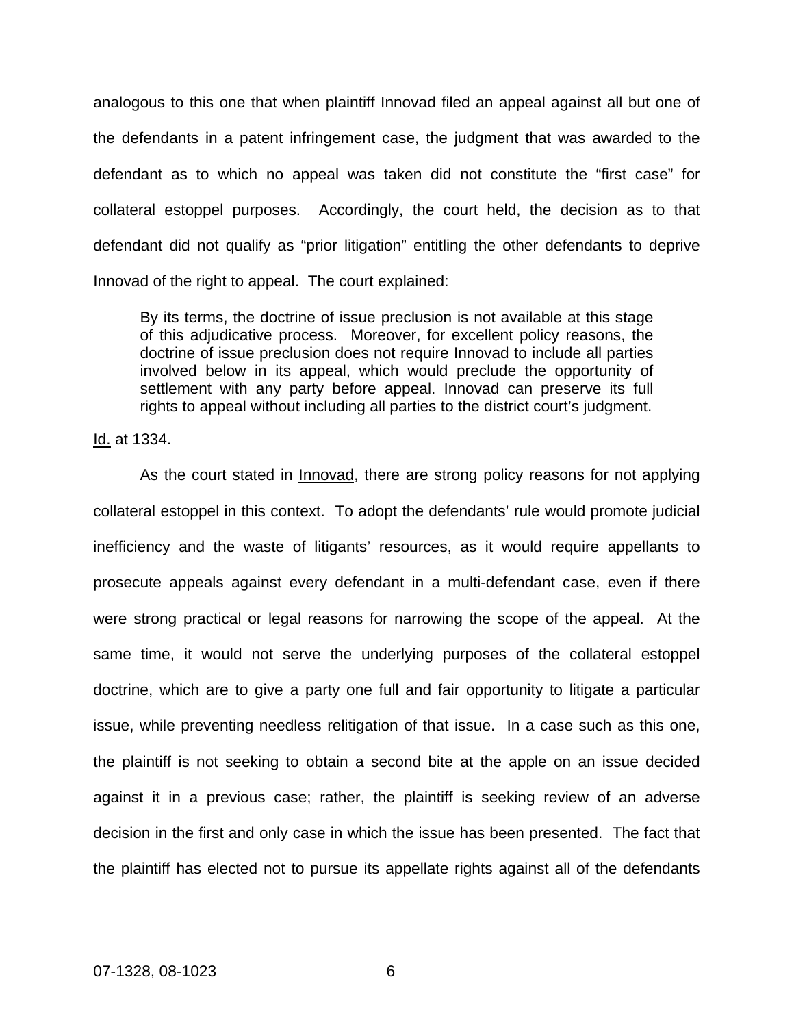analogous to this one that when plaintiff Innovad filed an appeal against all but one of the defendants in a patent infringement case, the judgment that was awarded to the defendant as to which no appeal was taken did not constitute the "first case" for collateral estoppel purposes. Accordingly, the court held, the decision as to that defendant did not qualify as "prior litigation" entitling the other defendants to deprive Innovad of the right to appeal. The court explained:

> By its terms, the doctrine of issue preclusion is not available at this stage of this adjudicative process. Moreover, for excellent policy reasons, the doctrine of issue preclusion does not require Innovad to include all parties involved below in its appeal, which would preclude the opportunity of settlement with any party before appeal. Innovad can preserve its full rights to appeal without including all parties to the district court's judgment.

Id. at 1334.

As the court stated in Innovad, there are strong policy reasons for not applying collateral estoppel in this context. To adopt the defendants' rule would promote judicial inefficiency and the waste of litigants' resources, as it would require appellants to prosecute appeals against every defendant in a multi-defendant case, even if there were strong practical or legal reasons for narrowing the scope of the appeal. At the same time, it would not serve the underlying purposes of the collateral estoppel doctrine, which are to give a party one full and fair opportunity to litigate a particular issue, while preventing needless relitigation of that issue. In a case such as this one, the plaintiff is not seeking to obtain a second bite at the apple on an issue decided against it in a previous case; rather, the plaintiff is seeking review of an adverse decision in the first and only case in which the issue has been presented. The fact that the plaintiff has elected not to pursue its appellate rights against all of the defendants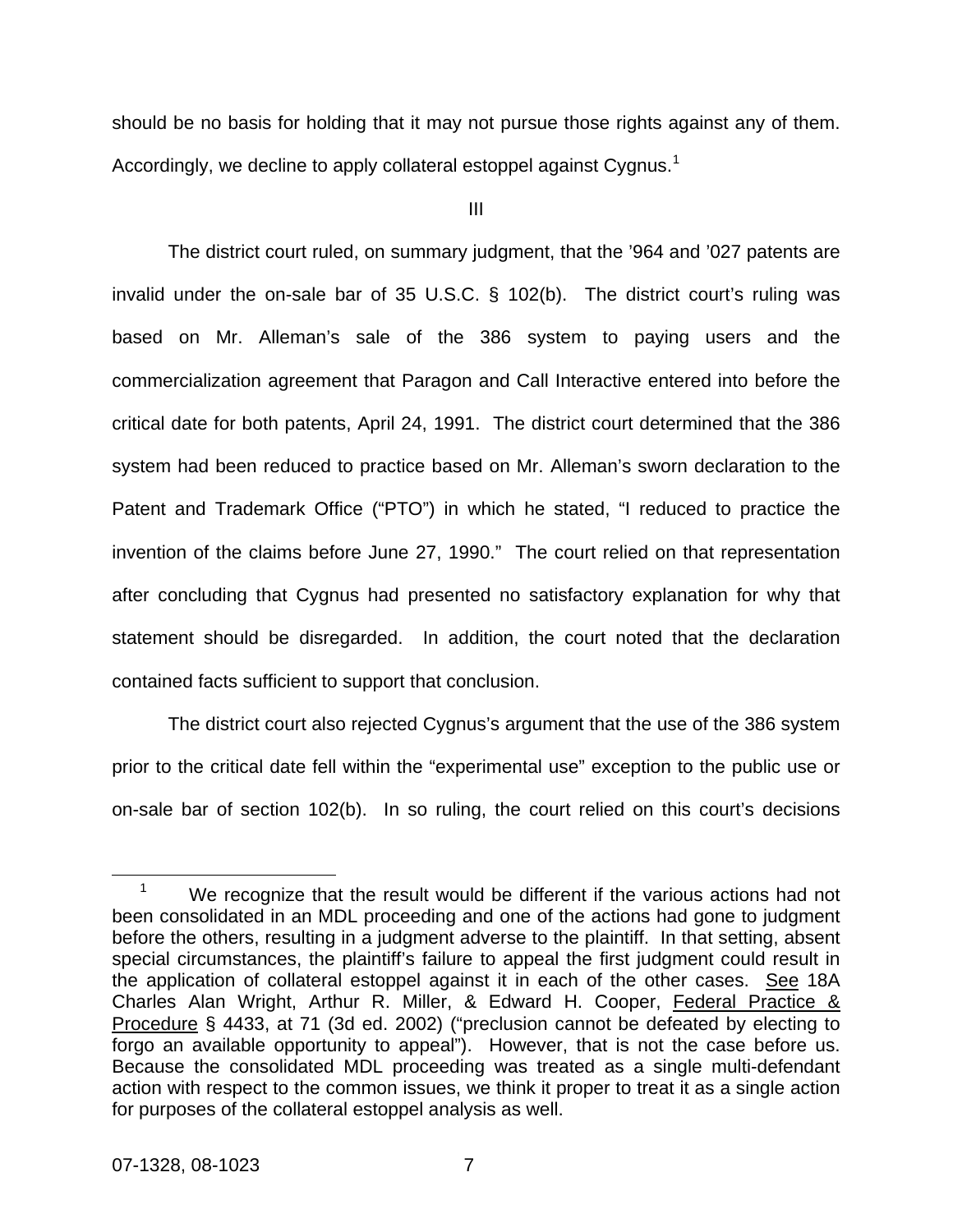should be no basis for holding that it may not pursue those rights against any of them. Accordingly, we decline to apply collateral estoppel against Cygnus.[1]

III

The district court ruled, on summary judgment, that the '964 and '027 patents are invalid under the on-sale bar of 35 U.S.C. § 102(b). The district court's ruling was based on Mr. Alleman's sale of the 386 system to paying users and the commercialization agreement that Paragon and Call Interactive entered into before the critical date for both patents, April 24, 1991. The district court determined that the 386 system had been reduced to practice based on Mr. Alleman's sworn declaration to the Patent and Trademark Office ("PTO") in which he stated, "I reduced to practice the invention of the claims before June 27, 1990." The court relied on that representation after concluding that Cygnus had presented no satisfactory explanation for why that statement should be disregarded. In addition, the court noted that the declaration contained facts sufficient to support that conclusion.

The district court also rejected Cygnus's argument that the use of the 386 system prior to the critical date fell within the "experimental use" exception to the public use or on-sale bar of section 102(b). In so ruling, the court relied on this court's decisions

---

[1] We recognize that the result would be different if the various actions had not been consolidated in an MDL proceeding and one of the actions had gone to judgment before the others, resulting in a judgment adverse to the plaintiff. In that setting, absent special circumstances, the plaintiff's failure to appeal the first judgment could result in the application of collateral estoppel against it in each of the other cases. See 18A Charles Alan Wright, Arthur R. Miller, & Edward H. Cooper, Federal Practice & Procedure § 4433, at 71 (3d ed. 2002) ("preclusion cannot be defeated by electing to forgo an available opportunity to appeal"). However, that is not the case before us. Because the consolidated MDL proceeding was treated as a single multi-defendant action with respect to the common issues, we think it proper to treat it as a single action for purposes of the collateral estoppel analysis as well.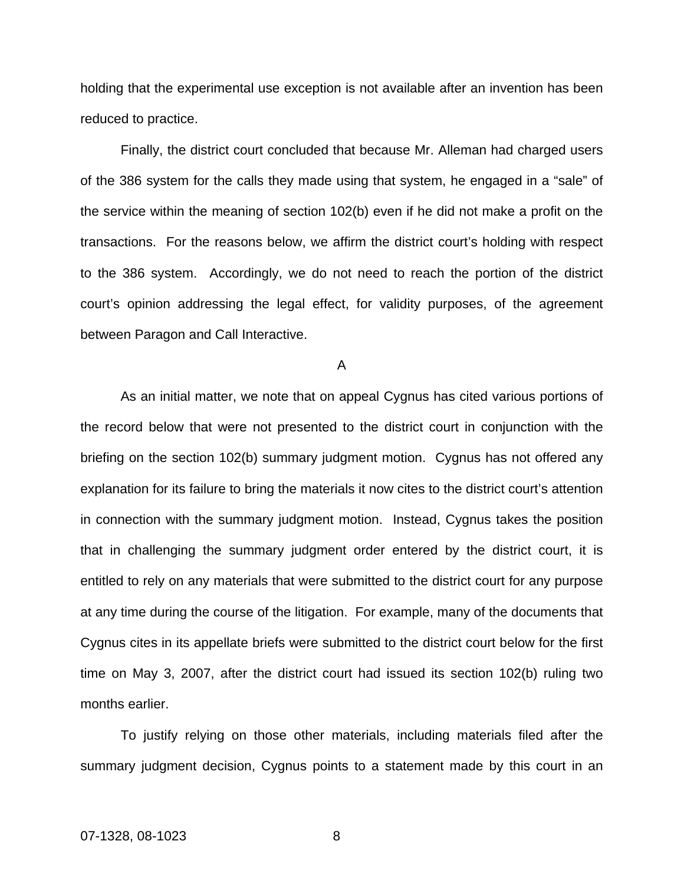holding that the experimental use exception is not available after an invention has been reduced to practice.

Finally, the district court concluded that because Mr. Alleman had charged users of the 386 system for the calls they made using that system, he engaged in a "sale" of the service within the meaning of section 102(b) even if he did not make a profit on the transactions. For the reasons below, we affirm the district court's holding with respect to the 386 system. Accordingly, we do not need to reach the portion of the district court's opinion addressing the legal effect, for validity purposes, of the agreement between Paragon and Call Interactive.

A

As an initial matter, we note that on appeal Cygnus has cited various portions of the record below that were not presented to the district court in conjunction with the briefing on the section 102(b) summary judgment motion. Cygnus has not offered any explanation for its failure to bring the materials it now cites to the district court's attention in connection with the summary judgment motion. Instead, Cygnus takes the position that in challenging the summary judgment order entered by the district court, it is entitled to rely on any materials that were submitted to the district court for any purpose at any time during the course of the litigation. For example, many of the documents that Cygnus cites in its appellate briefs were submitted to the district court below for the first time on May 3, 2007, after the district court had issued its section 102(b) ruling two months earlier.

To justify relying on those other materials, including materials filed after the summary judgment decision, Cygnus points to a statement made by this court in an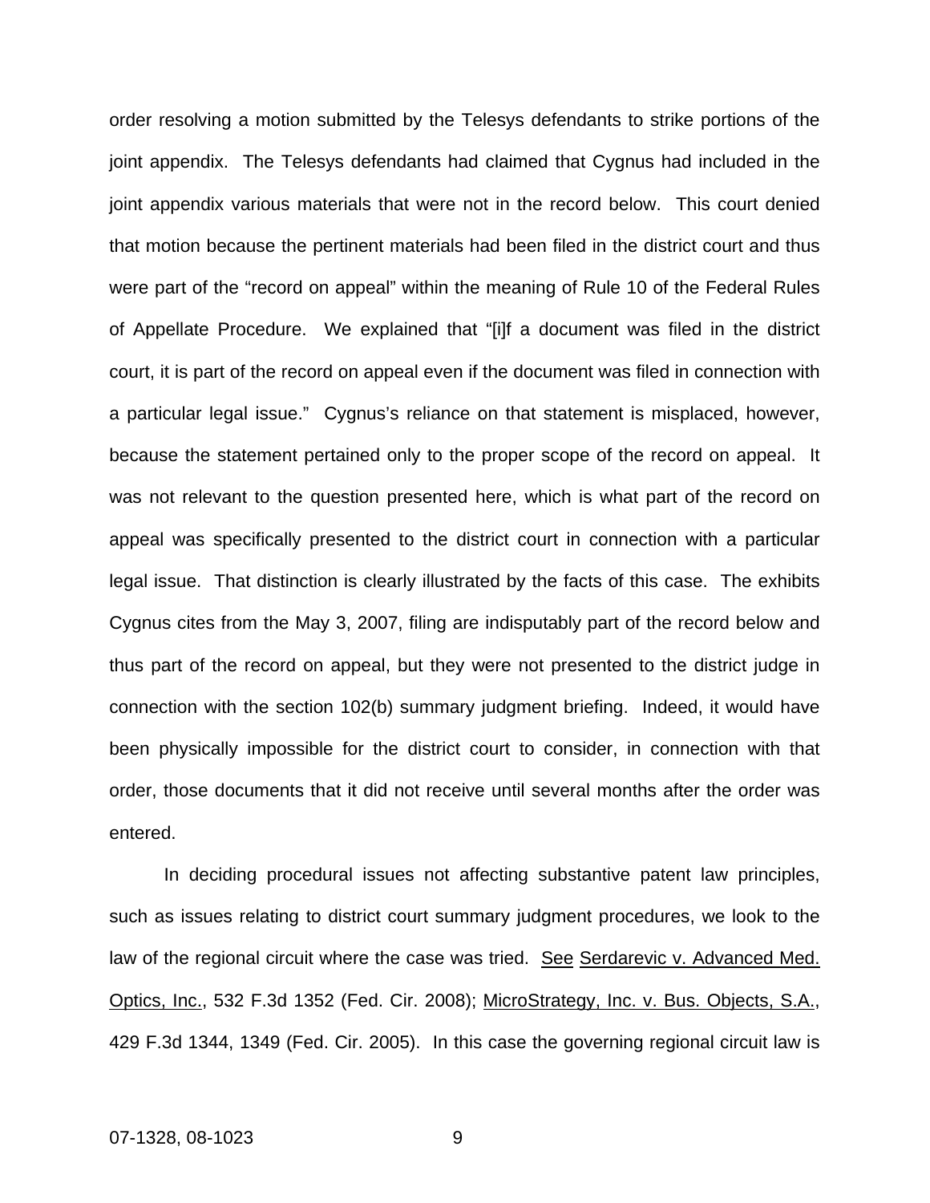order resolving a motion submitted by the Telesys defendants to strike portions of the joint appendix. The Telesys defendants had claimed that Cygnus had included in the joint appendix various materials that were not in the record below. This court denied that motion because the pertinent materials had been filed in the district court and thus were part of the "record on appeal" within the meaning of Rule 10 of the Federal Rules of Appellate Procedure. We explained that "[i]f a document was filed in the district court, it is part of the record on appeal even if the document was filed in connection with a particular legal issue." Cygnus's reliance on that statement is misplaced, however, because the statement pertained only to the proper scope of the record on appeal. It was not relevant to the question presented here, which is what part of the record on appeal was specifically presented to the district court in connection with a particular legal issue. That distinction is clearly illustrated by the facts of this case. The exhibits Cygnus cites from the May 3, 2007, filing are indisputably part of the record below and thus part of the record on appeal, but they were not presented to the district judge in connection with the section 102(b) summary judgment briefing. Indeed, it would have been physically impossible for the district court to consider, in connection with that order, those documents that it did not receive until several months after the order was entered.

In deciding procedural issues not affecting substantive patent law principles, such as issues relating to district court summary judgment procedures, we look to the law of the regional circuit where the case was tried. See Serdarevic v. Advanced Med. Optics, Inc., 532 F.3d 1352 (Fed. Cir. 2008); MicroStrategy, Inc. v. Bus. Objects, S.A., 429 F.3d 1344, 1349 (Fed. Cir. 2005). In this case the governing regional circuit law is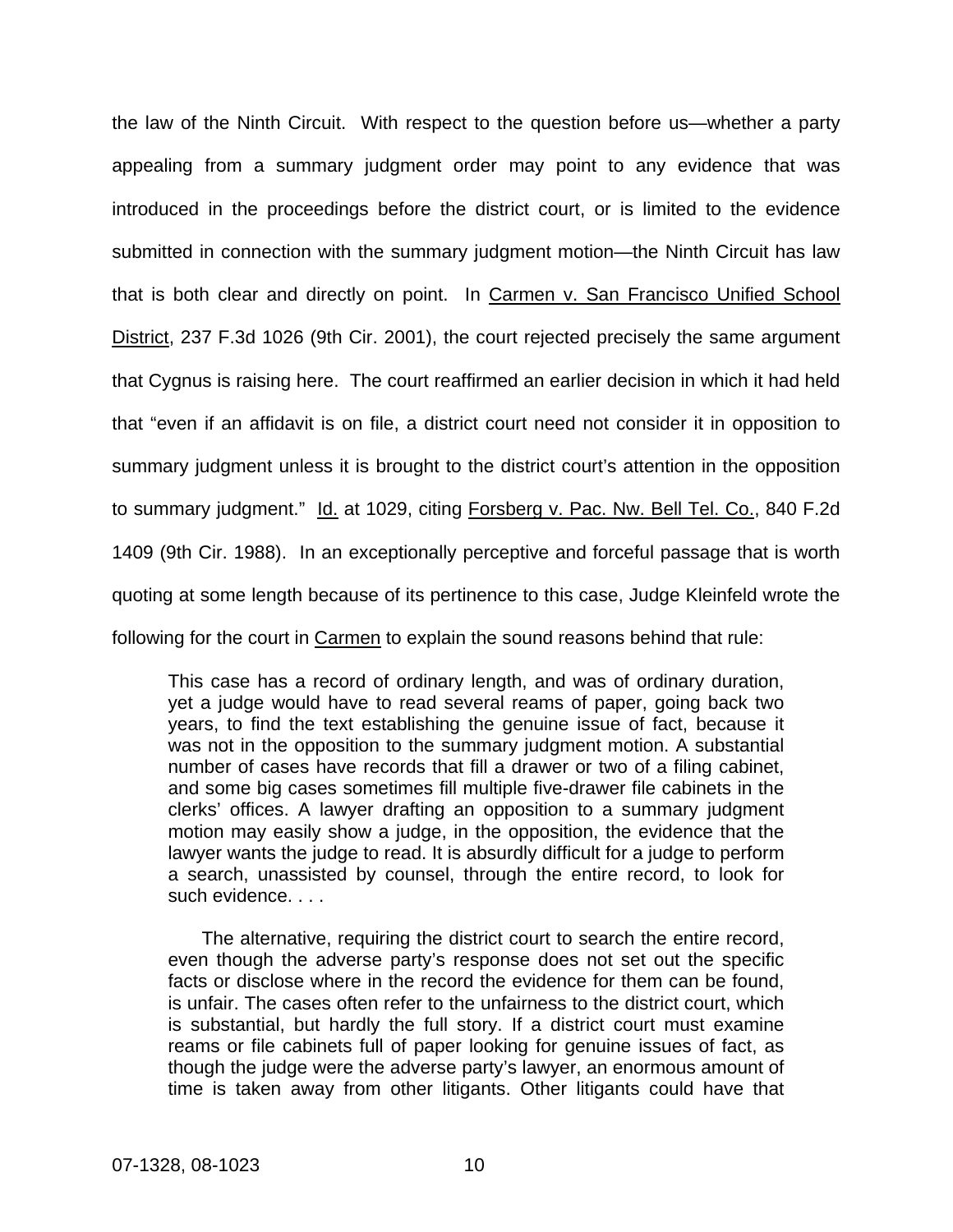the law of the Ninth Circuit. With respect to the question before us—whether a party appealing from a summary judgment order may point to any evidence that was introduced in the proceedings before the district court, or is limited to the evidence submitted in connection with the summary judgment motion—the Ninth Circuit has law that is both clear and directly on point. In Carmen v. San Francisco Unified School District, 237 F.3d 1026 (9th Cir. 2001), the court rejected precisely the same argument that Cygnus is raising here. The court reaffirmed an earlier decision in which it had held that "even if an affidavit is on file, a district court need not consider it in opposition to summary judgment unless it is brought to the district court's attention in the opposition to summary judgment." Id. at 1029, citing Forsberg v. Pac. Nw. Bell Tel. Co., 840 F.2d 1409 (9th Cir. 1988). In an exceptionally perceptive and forceful passage that is worth quoting at some length because of its pertinence to this case, Judge Kleinfeld wrote the following for the court in Carmen to explain the sound reasons behind that rule:

> This case has a record of ordinary length, and was of ordinary duration, yet a judge would have to read several reams of paper, going back two years, to find the text establishing the genuine issue of fact, because it was not in the opposition to the summary judgment motion. A substantial number of cases have records that fill a drawer or two of a filing cabinet, and some big cases sometimes fill multiple five-drawer file cabinets in the clerks' offices. A lawyer drafting an opposition to a summary judgment motion may easily show a judge, in the opposition, the evidence that the lawyer wants the judge to read. It is absurdly difficult for a judge to perform a search, unassisted by counsel, through the entire record, to look for such evidence. . . .
>
> The alternative, requiring the district court to search the entire record, even though the adverse party's response does not set out the specific facts or disclose where in the record the evidence for them can be found, is unfair. The cases often refer to the unfairness to the district court, which is substantial, but hardly the full story. If a district court must examine reams or file cabinets full of paper looking for genuine issues of fact, as though the judge were the adverse party's lawyer, an enormous amount of time is taken away from other litigants. Other litigants could have that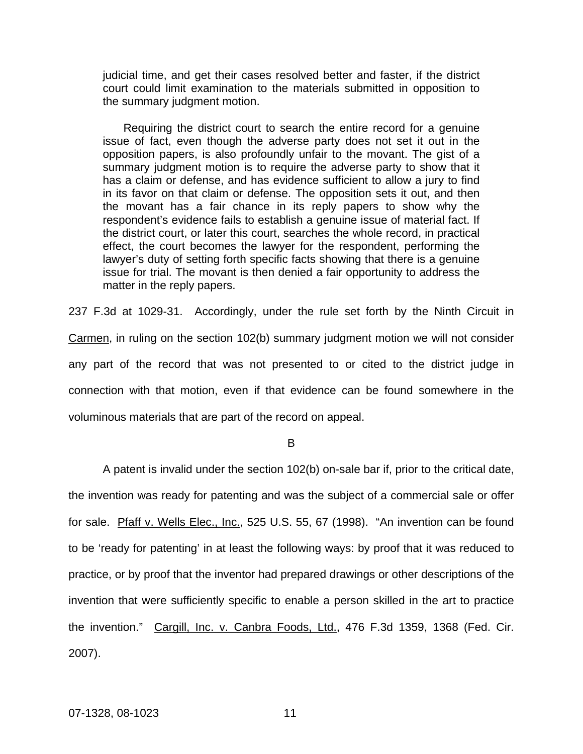> judicial time, and get their cases resolved better and faster, if the district court could limit examination to the materials submitted in opposition to the summary judgment motion.
>
> Requiring the district court to search the entire record for a genuine issue of fact, even though the adverse party does not set it out in the opposition papers, is also profoundly unfair to the movant. The gist of a summary judgment motion is to require the adverse party to show that it has a claim or defense, and has evidence sufficient to allow a jury to find in its favor on that claim or defense. The opposition sets it out, and then the movant has a fair chance in its reply papers to show why the respondent's evidence fails to establish a genuine issue of material fact. If the district court, or later this court, searches the whole record, in practical effect, the court becomes the lawyer for the respondent, performing the lawyer's duty of setting forth specific facts showing that there is a genuine issue for trial. The movant is then denied a fair opportunity to address the matter in the reply papers.

237 F.3d at 1029-31. Accordingly, under the rule set forth by the Ninth Circuit in Carmen, in ruling on the section 102(b) summary judgment motion we will not consider any part of the record that was not presented to or cited to the district judge in connection with that motion, even if that evidence can be found somewhere in the voluminous materials that are part of the record on appeal.

B

A patent is invalid under the section 102(b) on-sale bar if, prior to the critical date, the invention was ready for patenting and was the subject of a commercial sale or offer for sale. Pfaff v. Wells Elec., Inc., 525 U.S. 55, 67 (1998). "An invention can be found to be 'ready for patenting' in at least the following ways: by proof that it was reduced to practice, or by proof that the inventor had prepared drawings or other descriptions of the invention that were sufficiently specific to enable a person skilled in the art to practice the invention." Cargill, Inc. v. Canbra Foods, Ltd., 476 F.3d 1359, 1368 (Fed. Cir. 2007).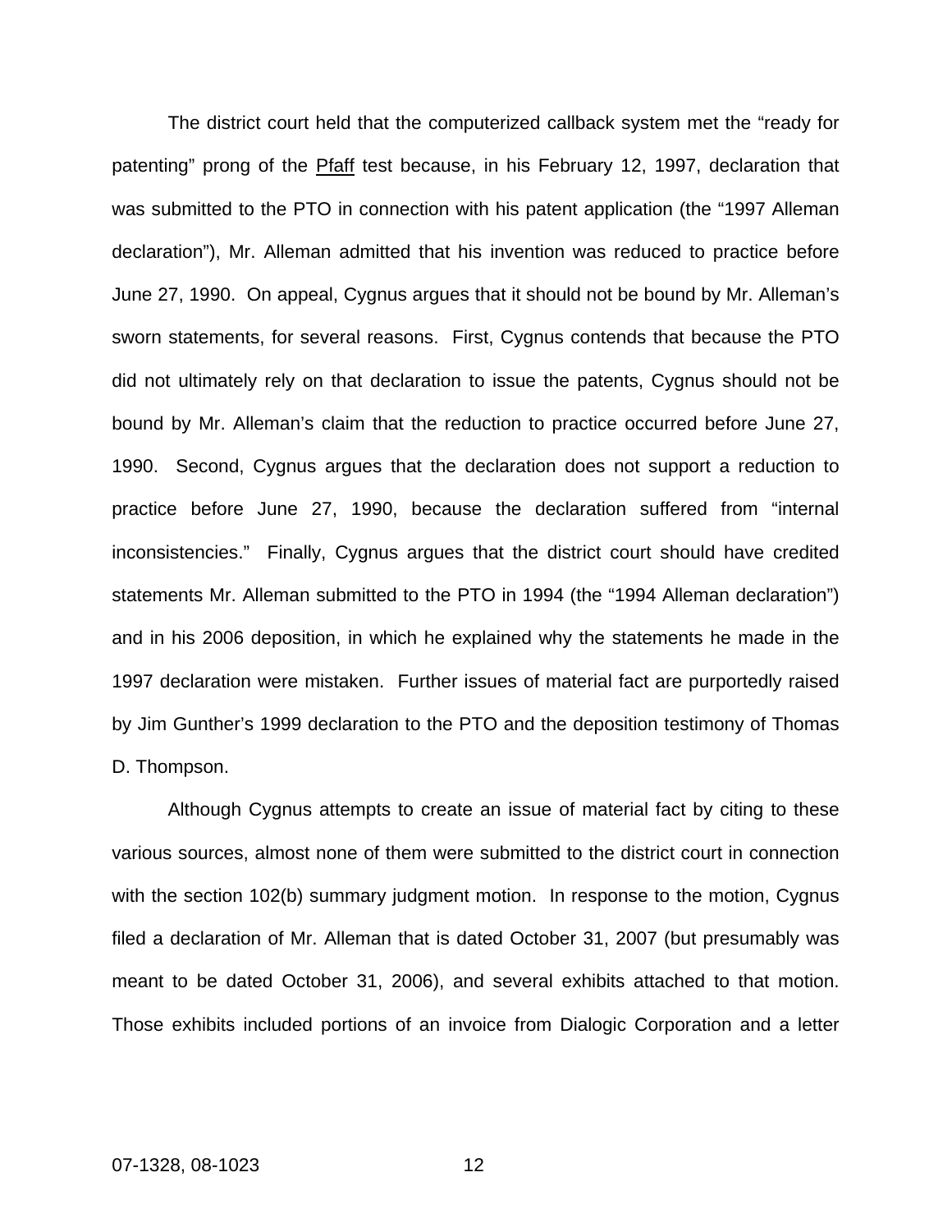The district court held that the computerized callback system met the "ready for patenting" prong of the Pfaff test because, in his February 12, 1997, declaration that was submitted to the PTO in connection with his patent application (the "1997 Alleman declaration"), Mr. Alleman admitted that his invention was reduced to practice before June 27, 1990. On appeal, Cygnus argues that it should not be bound by Mr. Alleman's sworn statements, for several reasons. First, Cygnus contends that because the PTO did not ultimately rely on that declaration to issue the patents, Cygnus should not be bound by Mr. Alleman's claim that the reduction to practice occurred before June 27, 1990. Second, Cygnus argues that the declaration does not support a reduction to practice before June 27, 1990, because the declaration suffered from "internal inconsistencies." Finally, Cygnus argues that the district court should have credited statements Mr. Alleman submitted to the PTO in 1994 (the "1994 Alleman declaration") and in his 2006 deposition, in which he explained why the statements he made in the 1997 declaration were mistaken. Further issues of material fact are purportedly raised by Jim Gunther's 1999 declaration to the PTO and the deposition testimony of Thomas D. Thompson.

Although Cygnus attempts to create an issue of material fact by citing to these various sources, almost none of them were submitted to the district court in connection with the section 102(b) summary judgment motion. In response to the motion, Cygnus filed a declaration of Mr. Alleman that is dated October 31, 2007 (but presumably was meant to be dated October 31, 2006), and several exhibits attached to that motion. Those exhibits included portions of an invoice from Dialogic Corporation and a letter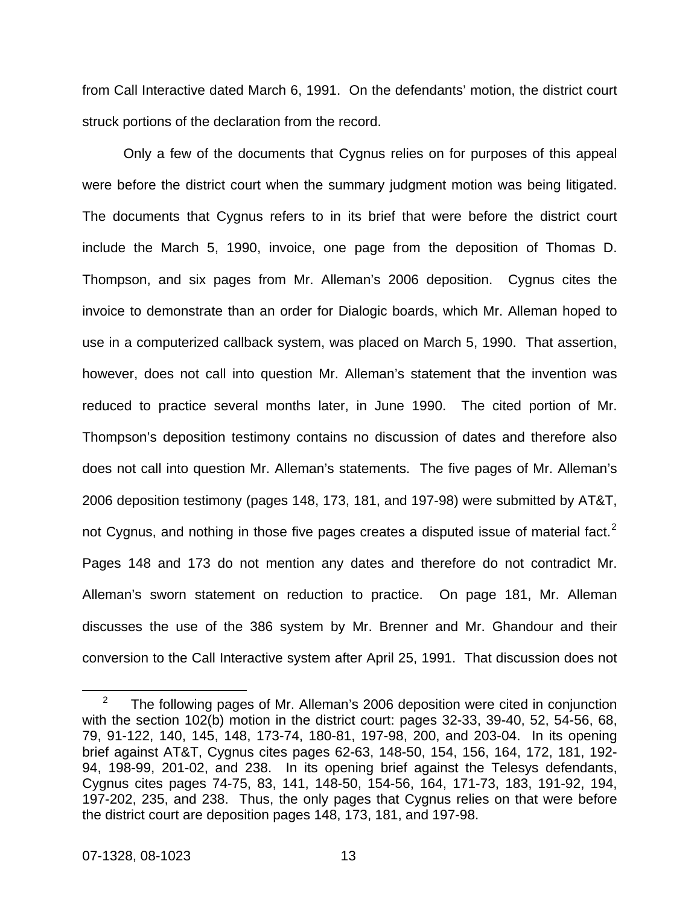from Call Interactive dated March 6, 1991. On the defendants' motion, the district court struck portions of the declaration from the record.

Only a few of the documents that Cygnus relies on for purposes of this appeal were before the district court when the summary judgment motion was being litigated. The documents that Cygnus refers to in its brief that were before the district court include the March 5, 1990, invoice, one page from the deposition of Thomas D. Thompson, and six pages from Mr. Alleman's 2006 deposition. Cygnus cites the invoice to demonstrate than an order for Dialogic boards, which Mr. Alleman hoped to use in a computerized callback system, was placed on March 5, 1990. That assertion, however, does not call into question Mr. Alleman's statement that the invention was reduced to practice several months later, in June 1990. The cited portion of Mr. Thompson's deposition testimony contains no discussion of dates and therefore also does not call into question Mr. Alleman's statements. The five pages of Mr. Alleman's 2006 deposition testimony (pages 148, 173, 181, and 197-98) were submitted by AT&T, not Cygnus, and nothing in those five pages creates a disputed issue of material fact.[2] Pages 148 and 173 do not mention any dates and therefore do not contradict Mr. Alleman's sworn statement on reduction to practice. On page 181, Mr. Alleman discusses the use of the 386 system by Mr. Brenner and Mr. Ghandour and their conversion to the Call Interactive system after April 25, 1991. That discussion does not

[2] The following pages of Mr. Alleman's 2006 deposition were cited in conjunction with the section 102(b) motion in the district court: pages 32-33, 39-40, 52, 54-56, 68, 79, 91-122, 140, 145, 148, 173-74, 180-81, 197-98, 200, and 203-04. In its opening brief against AT&T, Cygnus cites pages 62-63, 148-50, 154, 156, 164, 172, 181, 192-94, 198-99, 201-02, and 238. In its opening brief against the Telesys defendants, Cygnus cites pages 74-75, 83, 141, 148-50, 154-56, 164, 171-73, 183, 191-92, 194, 197-202, 235, and 238. Thus, the only pages that Cygnus relies on that were before the district court are deposition pages 148, 173, 181, and 197-98.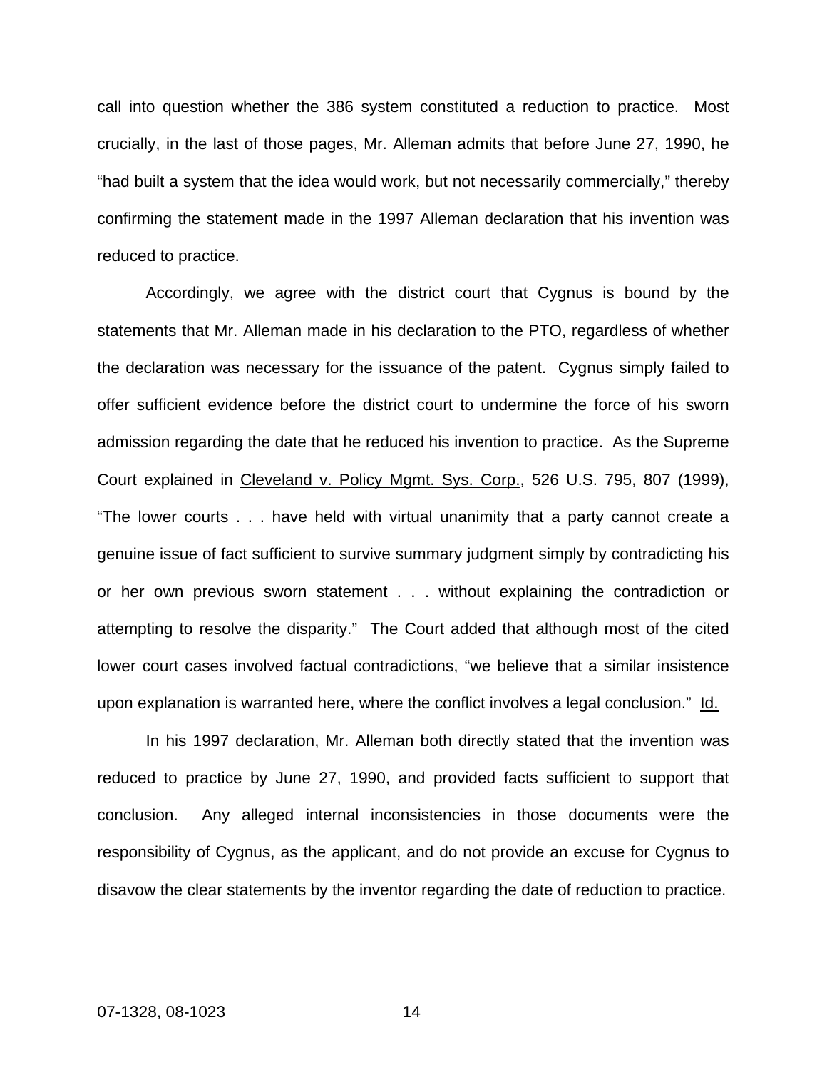call into question whether the 386 system constituted a reduction to practice. Most crucially, in the last of those pages, Mr. Alleman admits that before June 27, 1990, he "had built a system that the idea would work, but not necessarily commercially," thereby confirming the statement made in the 1997 Alleman declaration that his invention was reduced to practice.

Accordingly, we agree with the district court that Cygnus is bound by the statements that Mr. Alleman made in his declaration to the PTO, regardless of whether the declaration was necessary for the issuance of the patent. Cygnus simply failed to offer sufficient evidence before the district court to undermine the force of his sworn admission regarding the date that he reduced his invention to practice. As the Supreme Court explained in Cleveland v. Policy Mgmt. Sys. Corp., 526 U.S. 795, 807 (1999), "The lower courts . . . have held with virtual unanimity that a party cannot create a genuine issue of fact sufficient to survive summary judgment simply by contradicting his or her own previous sworn statement . . . without explaining the contradiction or attempting to resolve the disparity." The Court added that although most of the cited lower court cases involved factual contradictions, "we believe that a similar insistence upon explanation is warranted here, where the conflict involves a legal conclusion." Id.

In his 1997 declaration, Mr. Alleman both directly stated that the invention was reduced to practice by June 27, 1990, and provided facts sufficient to support that conclusion. Any alleged internal inconsistencies in those documents were the responsibility of Cygnus, as the applicant, and do not provide an excuse for Cygnus to disavow the clear statements by the inventor regarding the date of reduction to practice.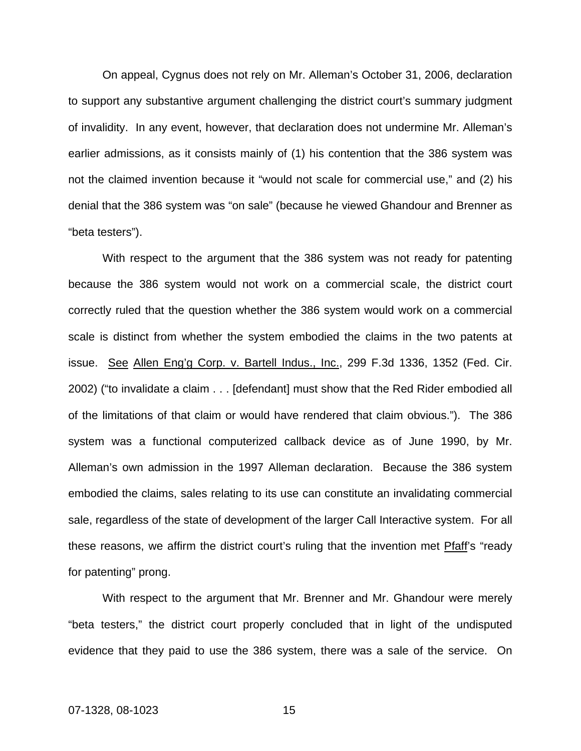On appeal, Cygnus does not rely on Mr. Alleman's October 31, 2006, declaration to support any substantive argument challenging the district court's summary judgment of invalidity. In any event, however, that declaration does not undermine Mr. Alleman's earlier admissions, as it consists mainly of (1) his contention that the 386 system was not the claimed invention because it "would not scale for commercial use," and (2) his denial that the 386 system was "on sale" (because he viewed Ghandour and Brenner as "beta testers").

With respect to the argument that the 386 system was not ready for patenting because the 386 system would not work on a commercial scale, the district court correctly ruled that the question whether the 386 system would work on a commercial scale is distinct from whether the system embodied the claims in the two patents at issue. See Allen Eng'g Corp. v. Bartell Indus., Inc., 299 F.3d 1336, 1352 (Fed. Cir. 2002) ("to invalidate a claim . . . [defendant] must show that the Red Rider embodied all of the limitations of that claim or would have rendered that claim obvious."). The 386 system was a functional computerized callback device as of June 1990, by Mr. Alleman's own admission in the 1997 Alleman declaration. Because the 386 system embodied the claims, sales relating to its use can constitute an invalidating commercial sale, regardless of the state of development of the larger Call Interactive system. For all these reasons, we affirm the district court's ruling that the invention met Pfaff's "ready for patenting" prong.

With respect to the argument that Mr. Brenner and Mr. Ghandour were merely "beta testers," the district court properly concluded that in light of the undisputed evidence that they paid to use the 386 system, there was a sale of the service. On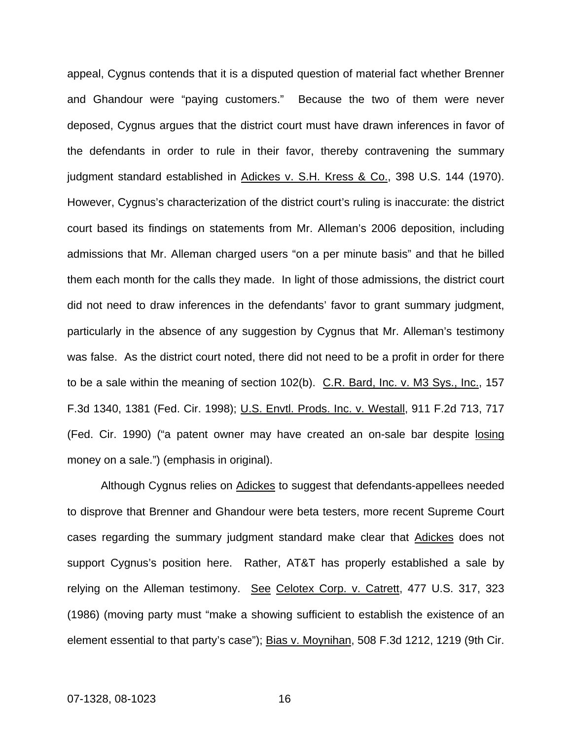appeal, Cygnus contends that it is a disputed question of material fact whether Brenner and Ghandour were "paying customers." Because the two of them were never deposed, Cygnus argues that the district court must have drawn inferences in favor of the defendants in order to rule in their favor, thereby contravening the summary judgment standard established in Adickes v. S.H. Kress & Co., 398 U.S. 144 (1970). However, Cygnus's characterization of the district court's ruling is inaccurate: the district court based its findings on statements from Mr. Alleman's 2006 deposition, including admissions that Mr. Alleman charged users "on a per minute basis" and that he billed them each month for the calls they made. In light of those admissions, the district court did not need to draw inferences in the defendants' favor to grant summary judgment, particularly in the absence of any suggestion by Cygnus that Mr. Alleman's testimony was false. As the district court noted, there did not need to be a profit in order for there to be a sale within the meaning of section 102(b). C.R. Bard, Inc. v. M3 Sys., Inc., 157 F.3d 1340, 1381 (Fed. Cir. 1998); U.S. Envtl. Prods. Inc. v. Westall, 911 F.2d 713, 717 (Fed. Cir. 1990) ("a patent owner may have created an on-sale bar despite losing money on a sale.") (emphasis in original).

Although Cygnus relies on Adickes to suggest that defendants-appellees needed to disprove that Brenner and Ghandour were beta testers, more recent Supreme Court cases regarding the summary judgment standard make clear that Adickes does not support Cygnus's position here. Rather, AT&T has properly established a sale by relying on the Alleman testimony. See Celotex Corp. v. Catrett, 477 U.S. 317, 323 (1986) (moving party must "make a showing sufficient to establish the existence of an element essential to that party's case"); Bias v. Moynihan, 508 F.3d 1212, 1219 (9th Cir.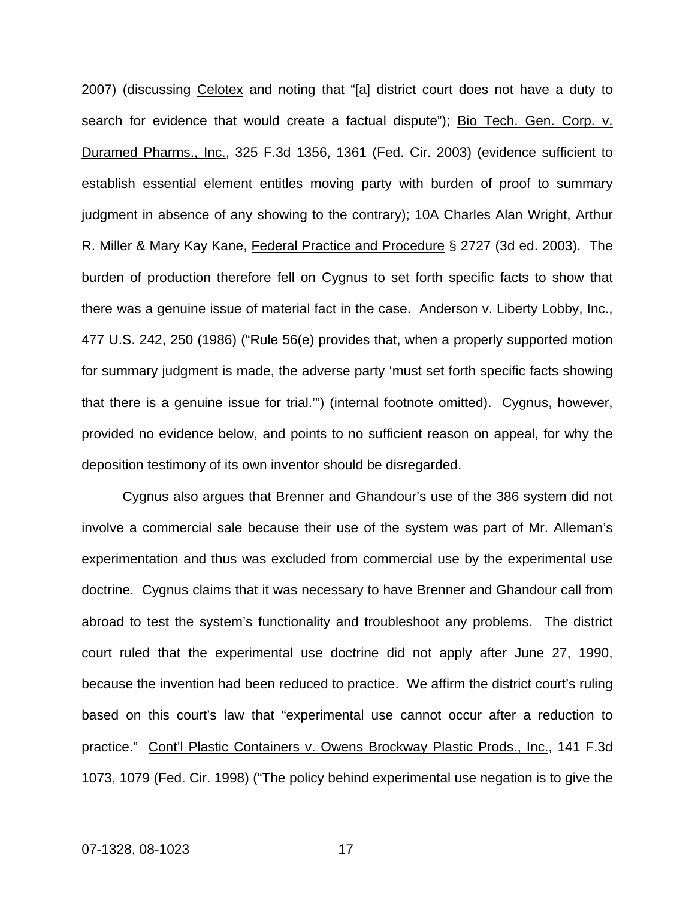2007) (discussing Celotex and noting that "[a] district court does not have a duty to search for evidence that would create a factual dispute"); Bio Tech. Gen. Corp. v. Duramed Pharms., Inc., 325 F.3d 1356, 1361 (Fed. Cir. 2003) (evidence sufficient to establish essential element entitles moving party with burden of proof to summary judgment in absence of any showing to the contrary); 10A Charles Alan Wright, Arthur R. Miller & Mary Kay Kane, Federal Practice and Procedure § 2727 (3d ed. 2003). The burden of production therefore fell on Cygnus to set forth specific facts to show that there was a genuine issue of material fact in the case. Anderson v. Liberty Lobby, Inc., 477 U.S. 242, 250 (1986) ("Rule 56(e) provides that, when a properly supported motion for summary judgment is made, the adverse party 'must set forth specific facts showing that there is a genuine issue for trial.'") (internal footnote omitted). Cygnus, however, provided no evidence below, and points to no sufficient reason on appeal, for why the deposition testimony of its own inventor should be disregarded.

Cygnus also argues that Brenner and Ghandour's use of the 386 system did not involve a commercial sale because their use of the system was part of Mr. Alleman's experimentation and thus was excluded from commercial use by the experimental use doctrine. Cygnus claims that it was necessary to have Brenner and Ghandour call from abroad to test the system's functionality and troubleshoot any problems. The district court ruled that the experimental use doctrine did not apply after June 27, 1990, because the invention had been reduced to practice. We affirm the district court's ruling based on this court's law that "experimental use cannot occur after a reduction to practice." Cont'l Plastic Containers v. Owens Brockway Plastic Prods., Inc., 141 F.3d 1073, 1079 (Fed. Cir. 1998) ("The policy behind experimental use negation is to give the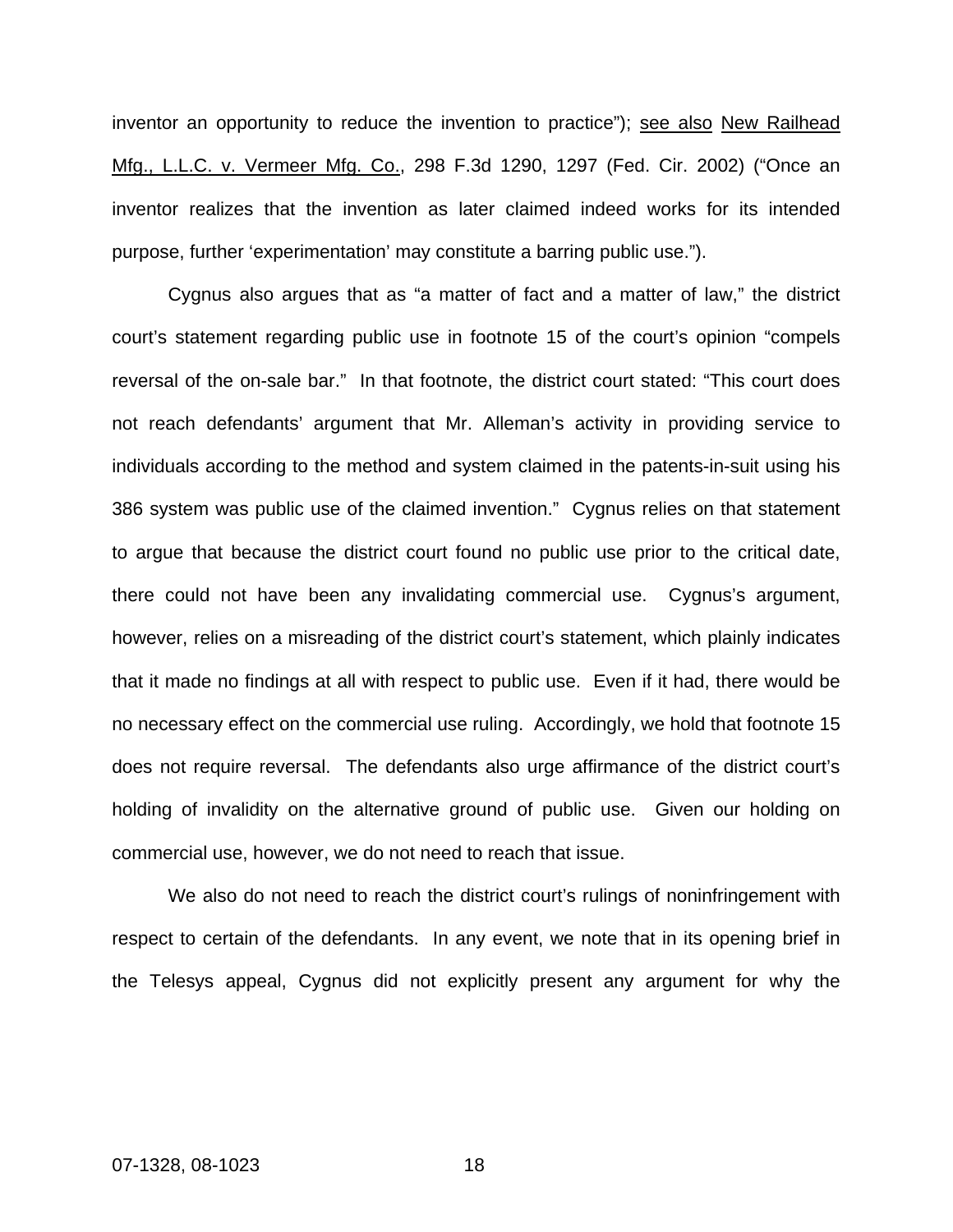inventor an opportunity to reduce the invention to practice"); see also New Railhead Mfg., L.L.C. v. Vermeer Mfg. Co., 298 F.3d 1290, 1297 (Fed. Cir. 2002) ("Once an inventor realizes that the invention as later claimed indeed works for its intended purpose, further 'experimentation' may constitute a barring public use.").

Cygnus also argues that as "a matter of fact and a matter of law," the district court's statement regarding public use in footnote 15 of the court's opinion "compels reversal of the on-sale bar." In that footnote, the district court stated: "This court does not reach defendants' argument that Mr. Alleman's activity in providing service to individuals according to the method and system claimed in the patents-in-suit using his 386 system was public use of the claimed invention." Cygnus relies on that statement to argue that because the district court found no public use prior to the critical date, there could not have been any invalidating commercial use. Cygnus's argument, however, relies on a misreading of the district court's statement, which plainly indicates that it made no findings at all with respect to public use. Even if it had, there would be no necessary effect on the commercial use ruling. Accordingly, we hold that footnote 15 does not require reversal. The defendants also urge affirmance of the district court's holding of invalidity on the alternative ground of public use. Given our holding on commercial use, however, we do not need to reach that issue.

We also do not need to reach the district court's rulings of noninfringement with respect to certain of the defendants. In any event, we note that in its opening brief in the Telesys appeal, Cygnus did not explicitly present any argument for why the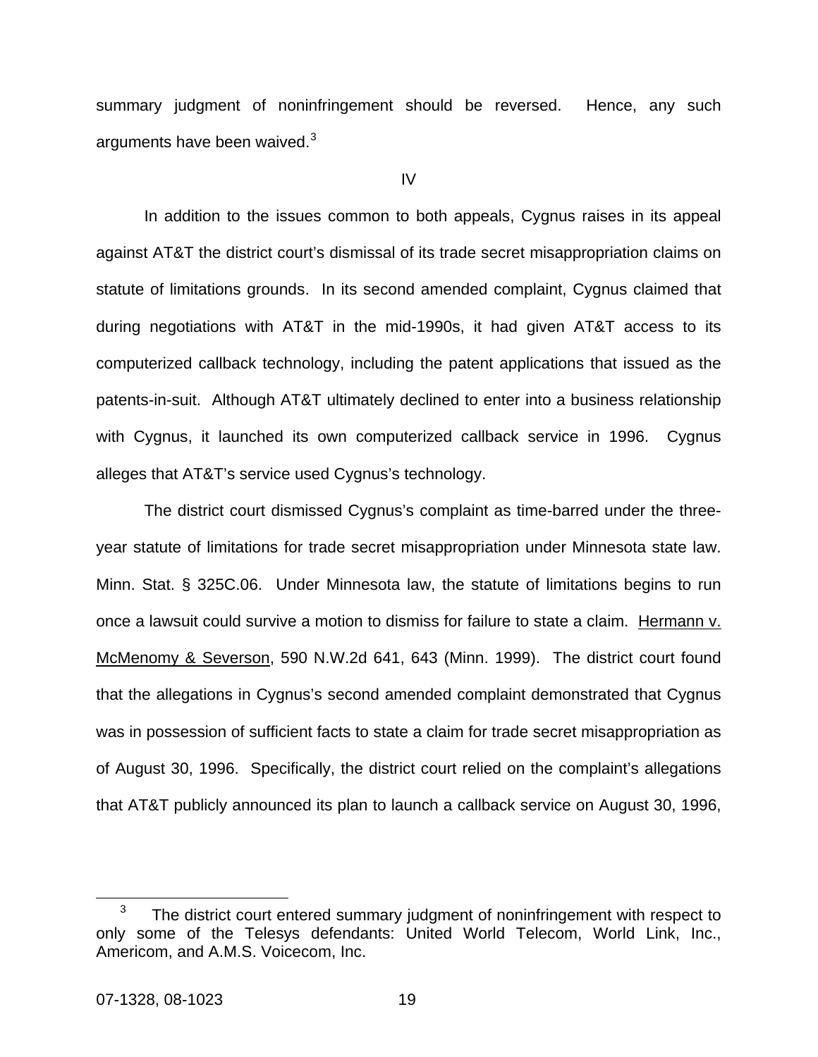summary judgment of noninfringement should be reversed. Hence, any such arguments have been waived.[3]

IV

In addition to the issues common to both appeals, Cygnus raises in its appeal against AT&T the district court's dismissal of its trade secret misappropriation claims on statute of limitations grounds. In its second amended complaint, Cygnus claimed that during negotiations with AT&T in the mid-1990s, it had given AT&T access to its computerized callback technology, including the patent applications that issued as the patents-in-suit. Although AT&T ultimately declined to enter into a business relationship with Cygnus, it launched its own computerized callback service in 1996. Cygnus alleges that AT&T's service used Cygnus's technology.

The district court dismissed Cygnus's complaint as time-barred under the three-year statute of limitations for trade secret misappropriation under Minnesota state law. Minn. Stat. § 325C.06. Under Minnesota law, the statute of limitations begins to run once a lawsuit could survive a motion to dismiss for failure to state a claim. Hermann v. McMenomy & Severson, 590 N.W.2d 641, 643 (Minn. 1999). The district court found that the allegations in Cygnus's second amended complaint demonstrated that Cygnus was in possession of sufficient facts to state a claim for trade secret misappropriation as of August 30, 1996. Specifically, the district court relied on the complaint's allegations that AT&T publicly announced its plan to launch a callback service on August 30, 1996,

[3] The district court entered summary judgment of noninfringement with respect to only some of the Telesys defendants: United World Telecom, World Link, Inc., Americom, and A.M.S. Voicecom, Inc.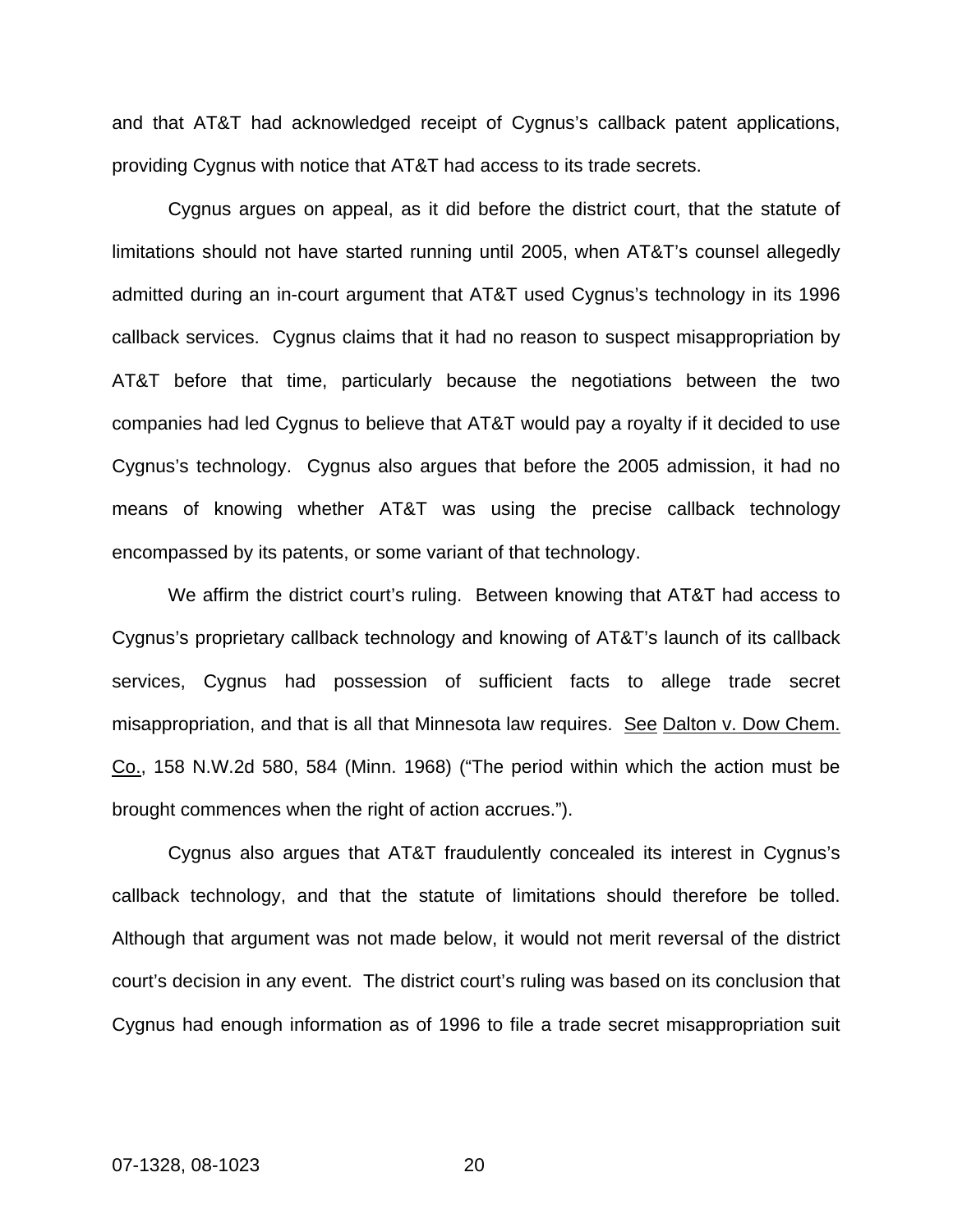and that AT&T had acknowledged receipt of Cygnus's callback patent applications, providing Cygnus with notice that AT&T had access to its trade secrets.

Cygnus argues on appeal, as it did before the district court, that the statute of limitations should not have started running until 2005, when AT&T's counsel allegedly admitted during an in-court argument that AT&T used Cygnus's technology in its 1996 callback services. Cygnus claims that it had no reason to suspect misappropriation by AT&T before that time, particularly because the negotiations between the two companies had led Cygnus to believe that AT&T would pay a royalty if it decided to use Cygnus's technology. Cygnus also argues that before the 2005 admission, it had no means of knowing whether AT&T was using the precise callback technology encompassed by its patents, or some variant of that technology.

We affirm the district court's ruling. Between knowing that AT&T had access to Cygnus's proprietary callback technology and knowing of AT&T's launch of its callback services, Cygnus had possession of sufficient facts to allege trade secret misappropriation, and that is all that Minnesota law requires. See Dalton v. Dow Chem. Co., 158 N.W.2d 580, 584 (Minn. 1968) ("The period within which the action must be brought commences when the right of action accrues.").

Cygnus also argues that AT&T fraudulently concealed its interest in Cygnus's callback technology, and that the statute of limitations should therefore be tolled. Although that argument was not made below, it would not merit reversal of the district court's decision in any event. The district court's ruling was based on its conclusion that Cygnus had enough information as of 1996 to file a trade secret misappropriation suit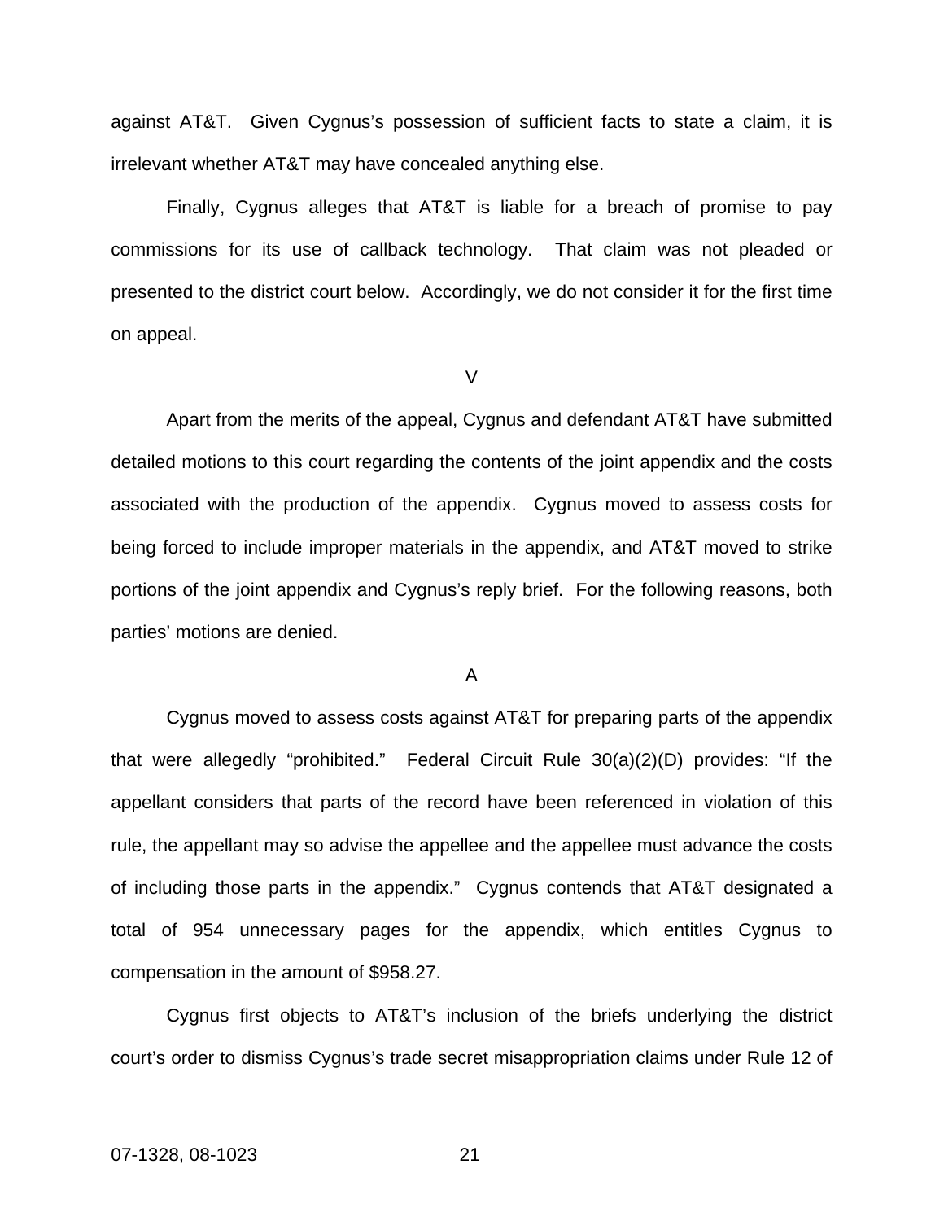against AT&T. Given Cygnus's possession of sufficient facts to state a claim, it is irrelevant whether AT&T may have concealed anything else.

Finally, Cygnus alleges that AT&T is liable for a breach of promise to pay commissions for its use of callback technology. That claim was not pleaded or presented to the district court below. Accordingly, we do not consider it for the first time on appeal.

## V

Apart from the merits of the appeal, Cygnus and defendant AT&T have submitted detailed motions to this court regarding the contents of the joint appendix and the costs associated with the production of the appendix. Cygnus moved to assess costs for being forced to include improper materials in the appendix, and AT&T moved to strike portions of the joint appendix and Cygnus's reply brief. For the following reasons, both parties' motions are denied.

### A

Cygnus moved to assess costs against AT&T for preparing parts of the appendix that were allegedly "prohibited." Federal Circuit Rule 30(a)(2)(D) provides: "If the appellant considers that parts of the record have been referenced in violation of this rule, the appellant may so advise the appellee and the appellee must advance the costs of including those parts in the appendix." Cygnus contends that AT&T designated a total of 954 unnecessary pages for the appendix, which entitles Cygnus to compensation in the amount of $958.27.

Cygnus first objects to AT&T's inclusion of the briefs underlying the district court's order to dismiss Cygnus's trade secret misappropriation claims under Rule 12 of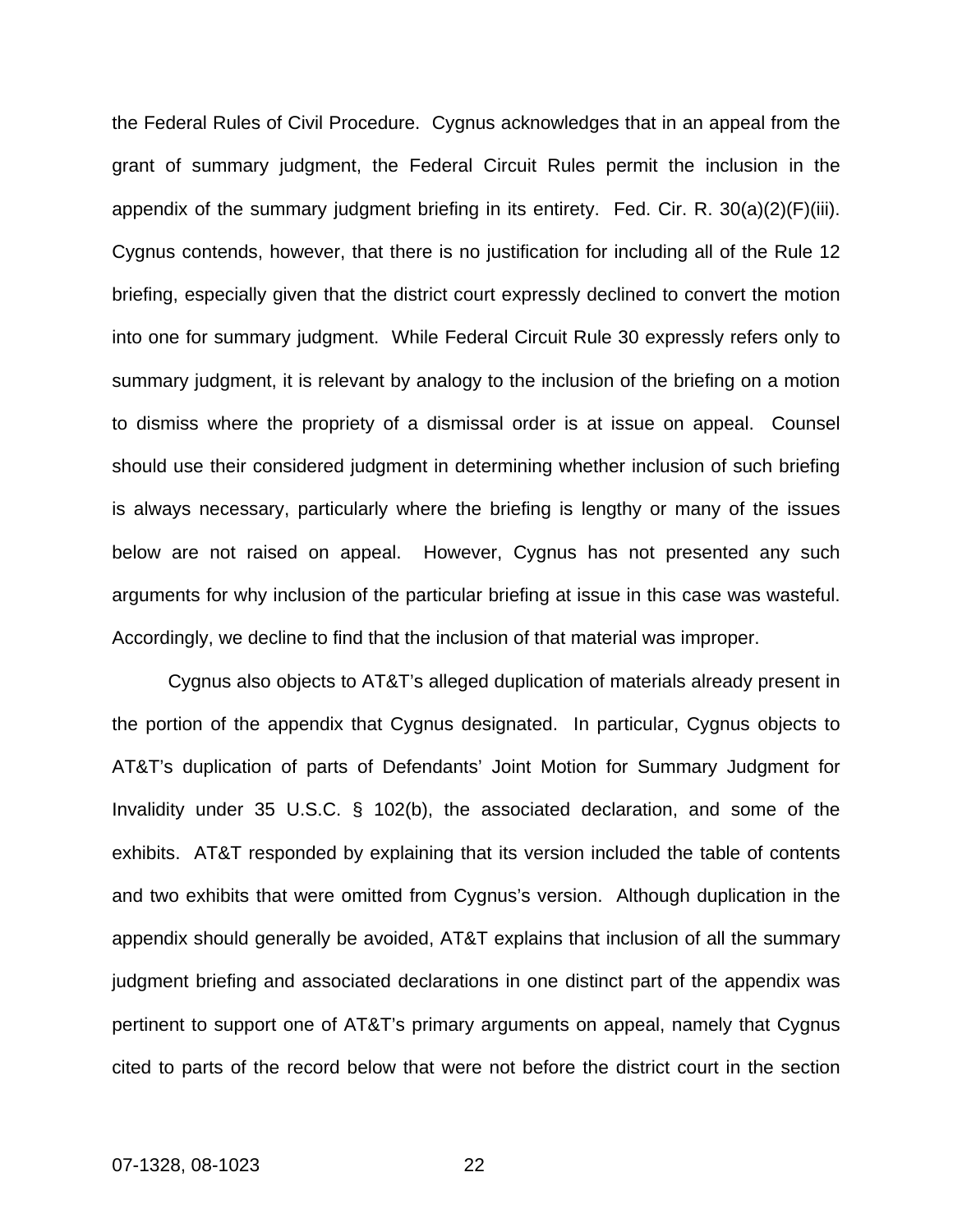the Federal Rules of Civil Procedure. Cygnus acknowledges that in an appeal from the grant of summary judgment, the Federal Circuit Rules permit the inclusion in the appendix of the summary judgment briefing in its entirety. Fed. Cir. R. 30(a)(2)(F)(iii). Cygnus contends, however, that there is no justification for including all of the Rule 12 briefing, especially given that the district court expressly declined to convert the motion into one for summary judgment. While Federal Circuit Rule 30 expressly refers only to summary judgment, it is relevant by analogy to the inclusion of the briefing on a motion to dismiss where the propriety of a dismissal order is at issue on appeal. Counsel should use their considered judgment in determining whether inclusion of such briefing is always necessary, particularly where the briefing is lengthy or many of the issues below are not raised on appeal. However, Cygnus has not presented any such arguments for why inclusion of the particular briefing at issue in this case was wasteful. Accordingly, we decline to find that the inclusion of that material was improper.

Cygnus also objects to AT&T's alleged duplication of materials already present in the portion of the appendix that Cygnus designated. In particular, Cygnus objects to AT&T's duplication of parts of Defendants' Joint Motion for Summary Judgment for Invalidity under 35 U.S.C. § 102(b), the associated declaration, and some of the exhibits. AT&T responded by explaining that its version included the table of contents and two exhibits that were omitted from Cygnus's version. Although duplication in the appendix should generally be avoided, AT&T explains that inclusion of all the summary judgment briefing and associated declarations in one distinct part of the appendix was pertinent to support one of AT&T's primary arguments on appeal, namely that Cygnus cited to parts of the record below that were not before the district court in the section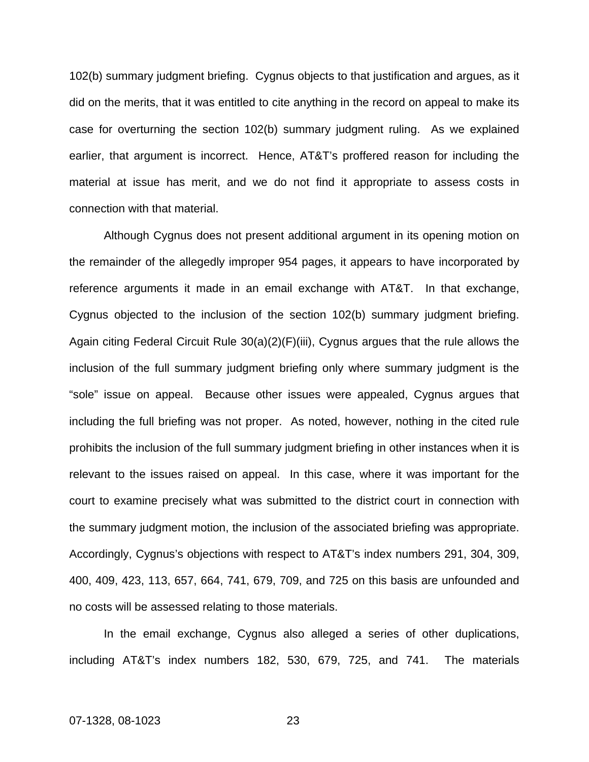102(b) summary judgment briefing. Cygnus objects to that justification and argues, as it did on the merits, that it was entitled to cite anything in the record on appeal to make its case for overturning the section 102(b) summary judgment ruling. As we explained earlier, that argument is incorrect. Hence, AT&T's proffered reason for including the material at issue has merit, and we do not find it appropriate to assess costs in connection with that material.

Although Cygnus does not present additional argument in its opening motion on the remainder of the allegedly improper 954 pages, it appears to have incorporated by reference arguments it made in an email exchange with AT&T. In that exchange, Cygnus objected to the inclusion of the section 102(b) summary judgment briefing. Again citing Federal Circuit Rule 30(a)(2)(F)(iii), Cygnus argues that the rule allows the inclusion of the full summary judgment briefing only where summary judgment is the "sole" issue on appeal. Because other issues were appealed, Cygnus argues that including the full briefing was not proper. As noted, however, nothing in the cited rule prohibits the inclusion of the full summary judgment briefing in other instances when it is relevant to the issues raised on appeal. In this case, where it was important for the court to examine precisely what was submitted to the district court in connection with the summary judgment motion, the inclusion of the associated briefing was appropriate. Accordingly, Cygnus's objections with respect to AT&T's index numbers 291, 304, 309, 400, 409, 423, 113, 657, 664, 741, 679, 709, and 725 on this basis are unfounded and no costs will be assessed relating to those materials.

In the email exchange, Cygnus also alleged a series of other duplications, including AT&T's index numbers 182, 530, 679, 725, and 741. The materials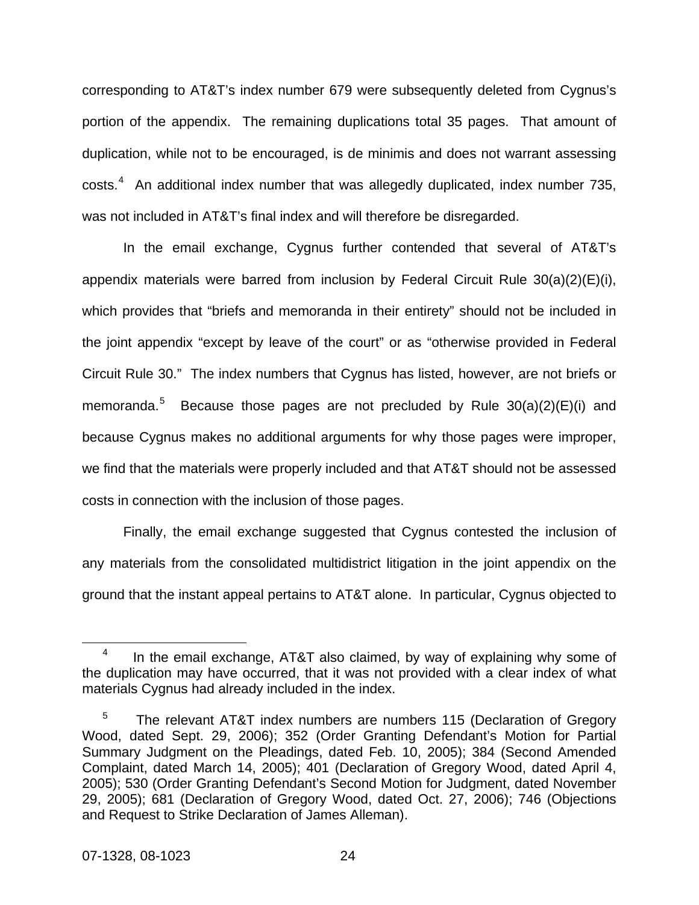corresponding to AT&T's index number 679 were subsequently deleted from Cygnus's portion of the appendix. The remaining duplications total 35 pages. That amount of duplication, while not to be encouraged, is de minimis and does not warrant assessing costs.[4] An additional index number that was allegedly duplicated, index number 735, was not included in AT&T's final index and will therefore be disregarded.

In the email exchange, Cygnus further contended that several of AT&T's appendix materials were barred from inclusion by Federal Circuit Rule 30(a)(2)(E)(i), which provides that "briefs and memoranda in their entirety" should not be included in the joint appendix "except by leave of the court" or as "otherwise provided in Federal Circuit Rule 30." The index numbers that Cygnus has listed, however, are not briefs or memoranda.[5] Because those pages are not precluded by Rule 30(a)(2)(E)(i) and because Cygnus makes no additional arguments for why those pages were improper, we find that the materials were properly included and that AT&T should not be assessed costs in connection with the inclusion of those pages.

Finally, the email exchange suggested that Cygnus contested the inclusion of any materials from the consolidated multidistrict litigation in the joint appendix on the ground that the instant appeal pertains to AT&T alone. In particular, Cygnus objected to

---

[4] In the email exchange, AT&T also claimed, by way of explaining why some of the duplication may have occurred, that it was not provided with a clear index of what materials Cygnus had already included in the index.

[5] The relevant AT&T index numbers are numbers 115 (Declaration of Gregory Wood, dated Sept. 29, 2006); 352 (Order Granting Defendant's Motion for Partial Summary Judgment on the Pleadings, dated Feb. 10, 2005); 384 (Second Amended Complaint, dated March 14, 2005); 401 (Declaration of Gregory Wood, dated April 4, 2005); 530 (Order Granting Defendant's Second Motion for Judgment, dated November 29, 2005); 681 (Declaration of Gregory Wood, dated Oct. 27, 2006); 746 (Objections and Request to Strike Declaration of James Alleman).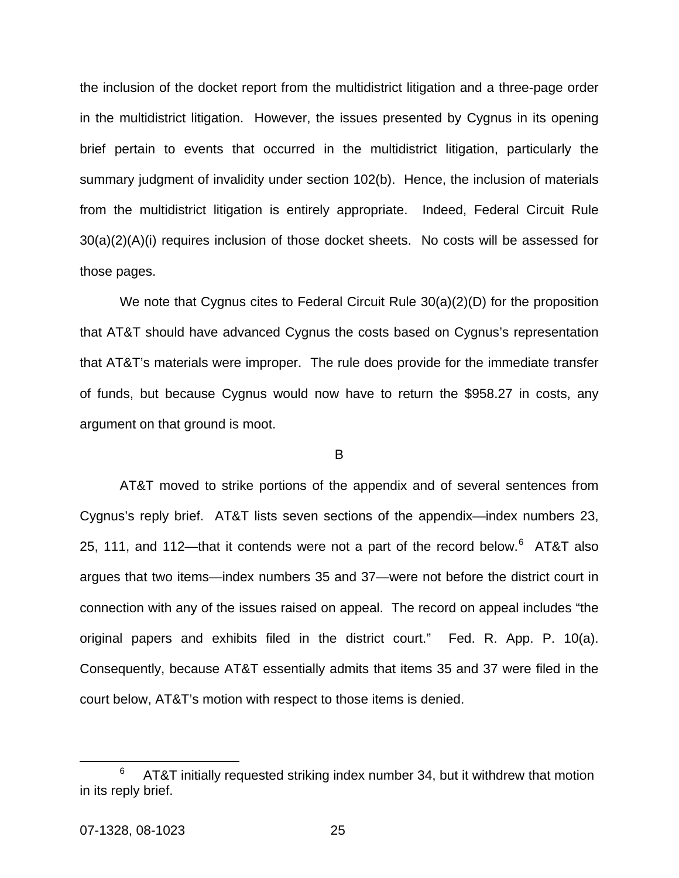the inclusion of the docket report from the multidistrict litigation and a three-page order in the multidistrict litigation. However, the issues presented by Cygnus in its opening brief pertain to events that occurred in the multidistrict litigation, particularly the summary judgment of invalidity under section 102(b). Hence, the inclusion of materials from the multidistrict litigation is entirely appropriate. Indeed, Federal Circuit Rule 30(a)(2)(A)(i) requires inclusion of those docket sheets. No costs will be assessed for those pages.

We note that Cygnus cites to Federal Circuit Rule 30(a)(2)(D) for the proposition that AT&T should have advanced Cygnus the costs based on Cygnus's representation that AT&T's materials were improper. The rule does provide for the immediate transfer of funds, but because Cygnus would now have to return the $958.27 in costs, any argument on that ground is moot.

B

AT&T moved to strike portions of the appendix and of several sentences from Cygnus's reply brief. AT&T lists seven sections of the appendix—index numbers 23, 25, 111, and 112—that it contends were not a part of the record below.[6] AT&T also argues that two items—index numbers 35 and 37—were not before the district court in connection with any of the issues raised on appeal. The record on appeal includes "the original papers and exhibits filed in the district court." Fed. R. App. P. 10(a). Consequently, because AT&T essentially admits that items 35 and 37 were filed in the court below, AT&T's motion with respect to those items is denied.

---

[6] AT&T initially requested striking index number 34, but it withdrew that motion in its reply brief.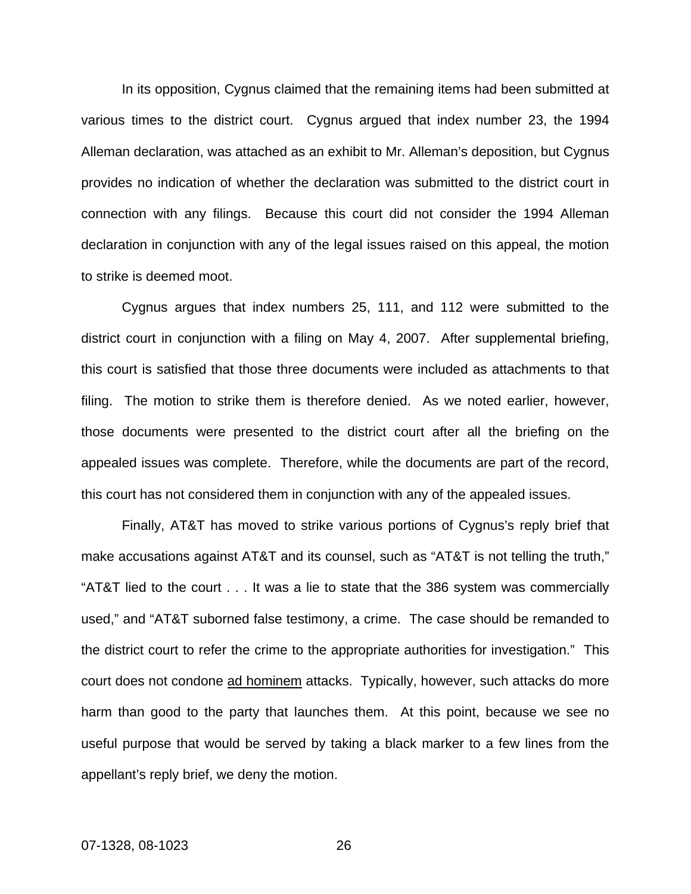In its opposition, Cygnus claimed that the remaining items had been submitted at various times to the district court. Cygnus argued that index number 23, the 1994 Alleman declaration, was attached as an exhibit to Mr. Alleman's deposition, but Cygnus provides no indication of whether the declaration was submitted to the district court in connection with any filings. Because this court did not consider the 1994 Alleman declaration in conjunction with any of the legal issues raised on this appeal, the motion to strike is deemed moot.

Cygnus argues that index numbers 25, 111, and 112 were submitted to the district court in conjunction with a filing on May 4, 2007. After supplemental briefing, this court is satisfied that those three documents were included as attachments to that filing. The motion to strike them is therefore denied. As we noted earlier, however, those documents were presented to the district court after all the briefing on the appealed issues was complete. Therefore, while the documents are part of the record, this court has not considered them in conjunction with any of the appealed issues.

Finally, AT&T has moved to strike various portions of Cygnus's reply brief that make accusations against AT&T and its counsel, such as "AT&T is not telling the truth," "AT&T lied to the court . . . It was a lie to state that the 386 system was commercially used," and "AT&T suborned false testimony, a crime. The case should be remanded to the district court to refer the crime to the appropriate authorities for investigation." This court does not condone ad hominem attacks. Typically, however, such attacks do more harm than good to the party that launches them. At this point, because we see no useful purpose that would be served by taking a black marker to a few lines from the appellant's reply brief, we deny the motion.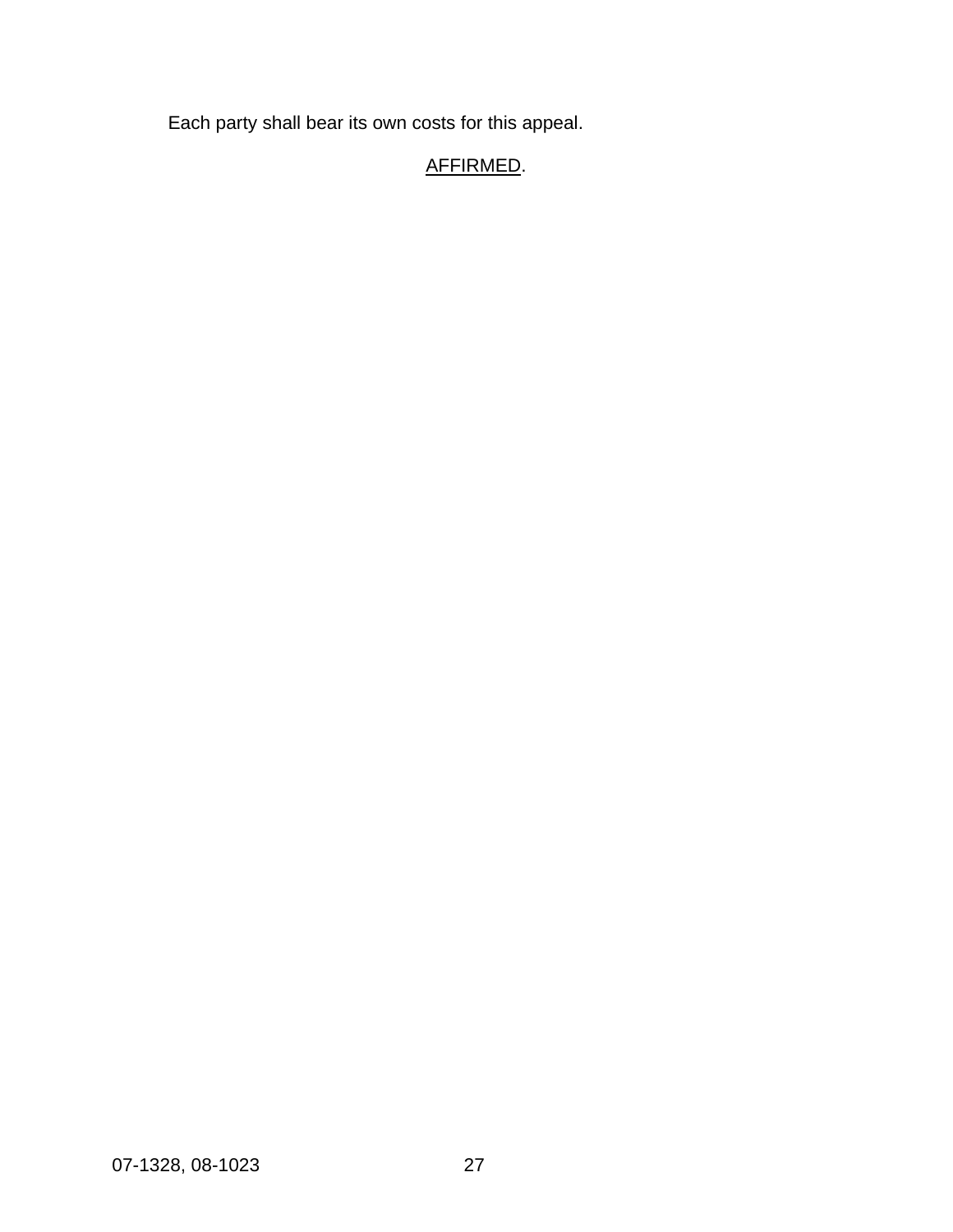Each party shall bear its own costs for this appeal.

<u>AFFIRMED</u>.